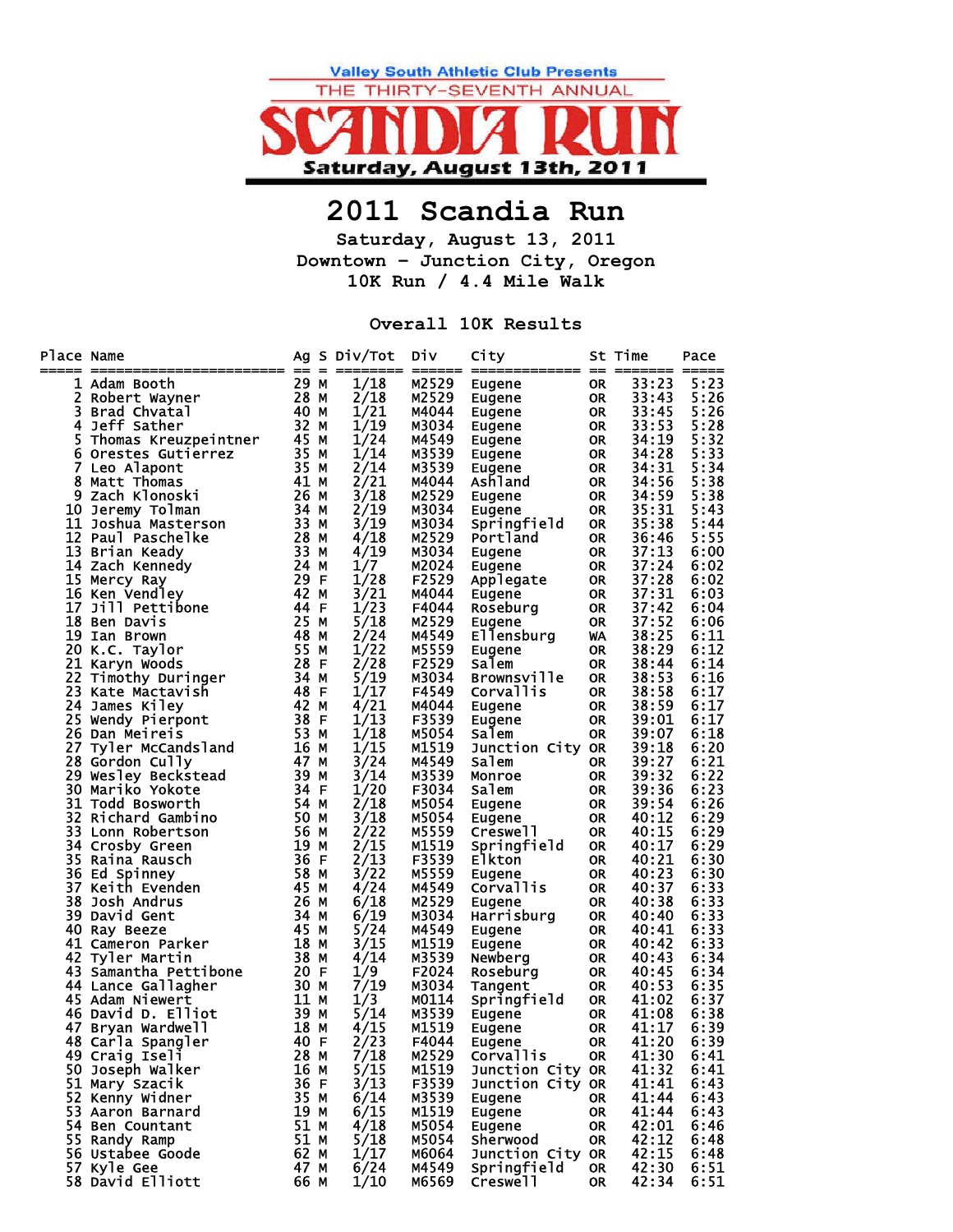Valley South Athletic Club Presents

THE THIRTY-SEVENTH ANNUAL

SCANDIA RUN

Saturday, August 13th, 2011

# 2011 Scandia Run

**Saturday, August 13, 2011**
**Downtown - Junction City, Oregon**
**10K Run / 4.4 Mile Walk**

## Overall 10K Results

| Place | Name | Ag | S | Div/Tot | Div | City | St | Time | Pace |
|---|---|---|---|---|---|---|---|---|---|
| 1 | Adam Booth | 29 | M | 1/18 | M2529 | Eugene | OR | 33:23 | 5:23 |
| 2 | Robert Wayner | 28 | M | 2/18 | M2529 | Eugene | OR | 33:43 | 5:26 |
| 3 | Brad Chvatal | 40 | M | 1/21 | M4044 | Eugene | OR | 33:45 | 5:26 |
| 4 | Jeff Sather | 32 | M | 1/19 | M3034 | Eugene | OR | 33:53 | 5:28 |
| 5 | Thomas Kreuzpeintner | 45 | M | 1/24 | M4549 | Eugene | OR | 34:19 | 5:32 |
| 6 | Orestes Gutierrez | 35 | M | 1/14 | M3539 | Eugene | OR | 34:28 | 5:33 |
| 7 | Leo Alapont | 35 | M | 2/14 | M3539 | Eugene | OR | 34:31 | 5:34 |
| 8 | Matt Thomas | 41 | M | 2/21 | M4044 | Ashland | OR | 34:56 | 5:38 |
| 9 | Zach Klonoski | 26 | M | 3/18 | M2529 | Eugene | OR | 34:59 | 5:38 |
| 10 | Jeremy Tolman | 34 | M | 2/19 | M3034 | Eugene | OR | 35:31 | 5:43 |
| 11 | Joshua Masterson | 33 | M | 3/19 | M3034 | Springfield | OR | 35:38 | 5:44 |
| 12 | Paul Paschelke | 28 | M | 4/18 | M2529 | Portland | OR | 36:46 | 5:55 |
| 13 | Brian Keady | 33 | M | 4/19 | M3034 | Eugene | OR | 37:13 | 6:00 |
| 14 | Zach Kennedy | 24 | M | 1/7 | M2024 | Eugene | OR | 37:24 | 6:02 |
| 15 | Mercy Ray | 29 | F | 1/28 | F2529 | Applegate | OR | 37:28 | 6:02 |
| 16 | Ken Vendley | 42 | M | 3/21 | M4044 | Eugene | OR | 37:31 | 6:03 |
| 17 | Jill Pettibone | 44 | F | 1/23 | F4044 | Roseburg | OR | 37:42 | 6:04 |
| 18 | Ben Davis | 25 | M | 5/18 | M2529 | Eugene | OR | 37:52 | 6:06 |
| 19 | Ian Brown | 48 | M | 2/24 | M4549 | Ellensburg | WA | 38:25 | 6:11 |
| 20 | K.C. Taylor | 55 | M | 1/22 | M5559 | Eugene | OR | 38:29 | 6:12 |
| 21 | Karyn Woods | 28 | F | 2/28 | F2529 | Salem | OR | 38:44 | 6:14 |
| 22 | Timothy Duringer | 34 | M | 5/19 | M3034 | Brownsville | OR | 38:53 | 6:16 |
| 23 | Kate Mactavish | 48 | F | 1/17 | F4549 | Corvallis | OR | 38:58 | 6:17 |
| 24 | James Kiley | 42 | M | 4/21 | M4044 | Eugene | OR | 38:59 | 6:17 |
| 25 | Wendy Pierpont | 38 | F | 1/13 | F3539 | Eugene | OR | 39:01 | 6:17 |
| 26 | Dan Meireis | 53 | M | 1/18 | M5054 | Salem | OR | 39:07 | 6:18 |
| 27 | Tyler McCandsland | 16 | M | 1/15 | M1519 | Junction City | OR | 39:18 | 6:20 |
| 28 | Gordon Cully | 47 | M | 3/24 | M4549 | Salem | OR | 39:27 | 6:21 |
| 29 | Wesley Beckstead | 39 | M | 3/14 | M3539 | Monroe | OR | 39:32 | 6:22 |
| 30 | Mariko Yokote | 34 | F | 1/20 | F3034 | Salem | OR | 39:36 | 6:23 |
| 31 | Todd Bosworth | 54 | M | 2/18 | M5054 | Eugene | OR | 39:54 | 6:26 |
| 32 | Richard Gambino | 50 | M | 3/18 | M5054 | Eugene | OR | 40:12 | 6:29 |
| 33 | Lonn Robertson | 56 | M | 2/22 | M5559 | Creswell | OR | 40:15 | 6:29 |
| 34 | Crosby Green | 19 | M | 2/15 | M1519 | Springfield | OR | 40:17 | 6:29 |
| 35 | Raina Rausch | 36 | F | 2/13 | F3539 | Elkton | OR | 40:21 | 6:30 |
| 36 | Ed Spinney | 58 | M | 3/22 | M5559 | Eugene | OR | 40:23 | 6:30 |
| 37 | Keith Evenden | 45 | M | 4/24 | M4549 | Corvallis | OR | 40:37 | 6:33 |
| 38 | Josh Andrus | 26 | M | 6/18 | M2529 | Eugene | OR | 40:38 | 6:33 |
| 39 | David Gent | 34 | M | 6/19 | M3034 | Harrisburg | OR | 40:40 | 6:33 |
| 40 | Ray Beeze | 45 | M | 5/24 | M4549 | Eugene | OR | 40:41 | 6:33 |
| 41 | Cameron Parker | 18 | M | 3/15 | M1519 | Eugene | OR | 40:42 | 6:33 |
| 42 | Tyler Martin | 38 | M | 4/14 | M3539 | Newberg | OR | 40:43 | 6:34 |
| 43 | Samantha Pettibone | 20 | F | 1/9 | F2024 | Roseburg | OR | 40:45 | 6:34 |
| 44 | Lance Gallagher | 30 | M | 7/19 | M3034 | Tangent | OR | 40:53 | 6:35 |
| 45 | Adam Niewert | 11 | M | 1/3 | M0114 | Springfield | OR | 41:02 | 6:37 |
| 46 | David D. Elliot | 39 | M | 5/14 | M3539 | Eugene | OR | 41:08 | 6:38 |
| 47 | Bryan Wardwell | 18 | M | 4/15 | M1519 | Eugene | OR | 41:17 | 6:39 |
| 48 | Carla Spangler | 40 | F | 2/23 | F4044 | Eugene | OR | 41:20 | 6:39 |
| 49 | Craig Iseli | 28 | M | 7/18 | M2529 | Corvallis | OR | 41:30 | 6:41 |
| 50 | Joseph Walker | 16 | M | 5/15 | M1519 | Junction City | OR | 41:32 | 6:41 |
| 51 | Mary Szacik | 36 | F | 3/13 | F3539 | Junction City | OR | 41:41 | 6:43 |
| 52 | Kenny Widner | 35 | M | 6/14 | M3539 | Eugene | OR | 41:44 | 6:43 |
| 53 | Aaron Barnard | 19 | M | 6/15 | M1519 | Eugene | OR | 41:44 | 6:43 |
| 54 | Ben Countant | 51 | M | 4/18 | M5054 | Eugene | OR | 42:01 | 6:46 |
| 55 | Randy Ramp | 51 | M | 5/18 | M5054 | Sherwood | OR | 42:12 | 6:48 |
| 56 | Ustabee Goode | 62 | M | 1/17 | M6064 | Junction City | OR | 42:15 | 6:48 |
| 57 | Kyle Gee | 47 | M | 6/24 | M4549 | Springfield | OR | 42:30 | 6:51 |
| 58 | David Elliott | 66 | M | 1/10 | M6569 | Creswell | OR | 42:34 | 6:51 |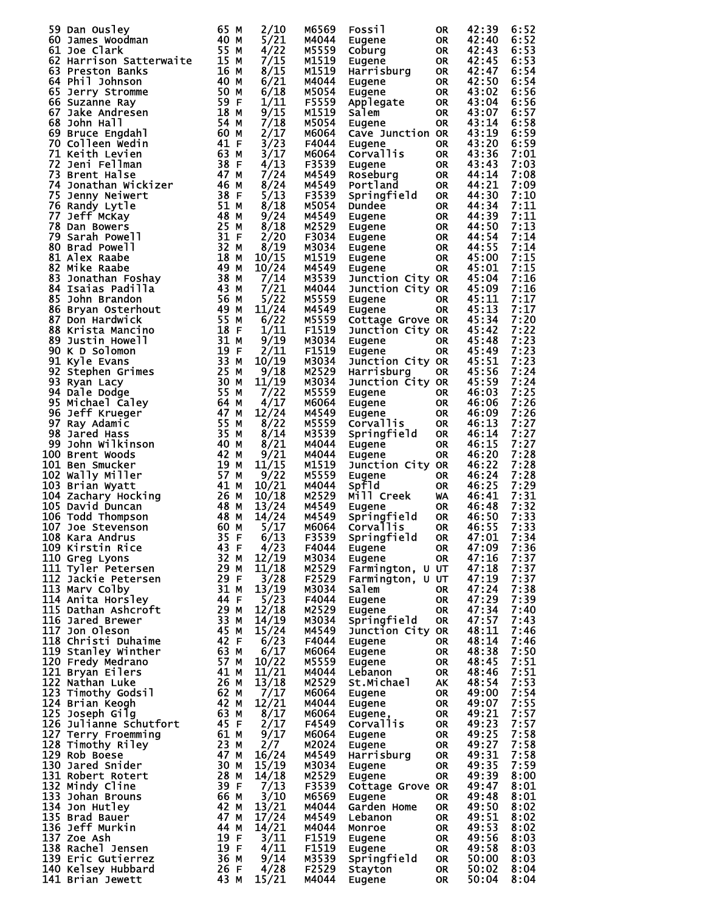| Place | Name | Age | Sex | Div Place | Division | City | State | Time | Pace |
|---|---|---|---|---|---|---|---|---|---|
| 59 | Dan Ousley | 65 | M | 2/10 | M6569 | Fossil | OR | 42:39 | 6:52 |
| 60 | James Woodman | 40 | M | 5/21 | M4044 | Eugene | OR | 42:40 | 6:52 |
| 61 | Joe Clark | 55 | M | 4/22 | M5559 | Coburg | OR | 42:43 | 6:53 |
| 62 | Harrison Satterwaite | 15 | M | 7/15 | M1519 | Eugene | OR | 42:45 | 6:53 |
| 63 | Preston Banks | 16 | M | 8/15 | M1519 | Harrisburg | OR | 42:47 | 6:54 |
| 64 | Phil Johnson | 40 | M | 6/21 | M4044 | Eugene | OR | 42:50 | 6:54 |
| 65 | Jerry Stromme | 50 | M | 6/18 | M5054 | Eugene | OR | 43:02 | 6:56 |
| 66 | Suzanne Ray | 59 | F | 1/11 | F5559 | Applegate | OR | 43:04 | 6:56 |
| 67 | Jake Andresen | 18 | M | 9/15 | M1519 | Salem | OR | 43:07 | 6:57 |
| 68 | John Hall | 54 | M | 7/18 | M5054 | Eugene | OR | 43:14 | 6:58 |
| 69 | Bruce Engdahl | 60 | M | 2/17 | M6064 | Cave Junction | OR | 43:19 | 6:59 |
| 70 | Colleen Wedin | 41 | F | 3/23 | F4044 | Eugene | OR | 43:20 | 6:59 |
| 71 | Keith Levien | 63 | M | 3/17 | M6064 | Corvallis | OR | 43:36 | 7:01 |
| 72 | Jeni Fellman | 38 | F | 4/13 | F3539 | Eugene | OR | 43:43 | 7:03 |
| 73 | Brent Halse | 47 | M | 7/24 | M4549 | Roseburg | OR | 44:14 | 7:08 |
| 74 | Jonathan Wickizer | 46 | M | 8/24 | M4549 | Portland | OR | 44:21 | 7:09 |
| 75 | Jenny Neiwert | 38 | F | 5/13 | F3539 | Springfield | OR | 44:30 | 7:10 |
| 76 | Randy Lytle | 51 | M | 8/18 | M5054 | Dundee | OR | 44:34 | 7:11 |
| 77 | Jeff McKay | 48 | M | 9/24 | M4549 | Eugene | OR | 44:39 | 7:11 |
| 78 | Dan Bowers | 25 | M | 8/18 | M2529 | Eugene | OR | 44:50 | 7:13 |
| 79 | Sarah Powell | 31 | F | 2/20 | F3034 | Eugene | OR | 44:54 | 7:14 |
| 80 | Brad Powell | 32 | M | 8/19 | M3034 | Eugene | OR | 44:55 | 7:14 |
| 81 | Alex Raabe | 18 | M | 10/15 | M1519 | Eugene | OR | 45:00 | 7:15 |
| 82 | Mike Raabe | 49 | M | 10/24 | M4549 | Eugene | OR | 45:01 | 7:15 |
| 83 | Jonathan Foshay | 38 | M | 7/14 | M3539 | Junction City | OR | 45:04 | 7:16 |
| 84 | Isaias Padilla | 43 | M | 7/21 | M4044 | Junction City | OR | 45:09 | 7:16 |
| 85 | John Brandon | 56 | M | 5/22 | M5559 | Eugene | OR | 45:11 | 7:17 |
| 86 | Bryan Osterhout | 49 | M | 11/24 | M4549 | Eugene | OR | 45:13 | 7:17 |
| 87 | Don Hardwick | 55 | M | 6/22 | M5559 | Cottage Grove | OR | 45:34 | 7:20 |
| 88 | Krista Mancino | 18 | F | 1/11 | F1519 | Junction City | OR | 45:42 | 7:22 |
| 89 | Justin Howell | 31 | M | 9/19 | M3034 | Eugene | OR | 45:48 | 7:23 |
| 90 | K D Solomon | 19 | F | 2/11 | F1519 | Eugene | OR | 45:49 | 7:23 |
| 91 | Kyle Evans | 33 | M | 10/19 | M3034 | Junction City | OR | 45:51 | 7:23 |
| 92 | Stephen Grimes | 25 | M | 9/18 | M2529 | Harrisburg | OR | 45:56 | 7:24 |
| 93 | Ryan Lacy | 30 | M | 11/19 | M3034 | Junction City | OR | 45:59 | 7:24 |
| 94 | Dale Dodge | 55 | M | 7/22 | M5559 | Eugene | OR | 46:03 | 7:25 |
| 95 | Michael Caley | 64 | M | 4/17 | M6064 | Eugene | OR | 46:06 | 7:26 |
| 96 | Jeff Krueger | 47 | M | 12/24 | M4549 | Eugene | OR | 46:09 | 7:26 |
| 97 | Ray Adamic | 55 | M | 8/22 | M5559 | Corvallis | OR | 46:13 | 7:27 |
| 98 | Jared Hass | 35 | M | 8/14 | M3539 | Springfield | OR | 46:14 | 7:27 |
| 99 | John Wilkinson | 40 | M | 8/21 | M4044 | Eugene | OR | 46:15 | 7:27 |
| 100 | Brent Woods | 42 | M | 9/21 | M4044 | Eugene | OR | 46:20 | 7:28 |
| 101 | Ben Smucker | 19 | M | 11/15 | M1519 | Junction City | OR | 46:22 | 7:28 |
| 102 | Wally Miller | 57 | M | 9/22 | M5559 | Eugene | OR | 46:24 | 7:28 |
| 103 | Brian Wyatt | 41 | M | 10/21 | M4044 | Spfld | OR | 46:25 | 7:29 |
| 104 | Zachary Hocking | 26 | M | 10/18 | M2529 | Mill Creek | WA | 46:41 | 7:31 |
| 105 | David Duncan | 48 | M | 13/24 | M4549 | Eugene | OR | 46:48 | 7:32 |
| 106 | Todd Thompson | 48 | M | 14/24 | M4549 | Springfield | OR | 46:50 | 7:33 |
| 107 | Joe Stevenson | 60 | M | 5/17 | M6064 | Corvallis | OR | 46:55 | 7:33 |
| 108 | Kara Andrus | 35 | F | 6/13 | F3539 | Springfield | OR | 47:01 | 7:34 |
| 109 | Kirstin Rice | 43 | F | 4/23 | F4044 | Eugene | OR | 47:09 | 7:36 |
| 110 | Greg Lyons | 32 | M | 12/19 | M3034 | Eugene | OR | 47:16 | 7:37 |
| 111 | Tyler Petersen | 29 | M | 11/18 | M2529 | Farmington, U | UT | 47:18 | 7:37 |
| 112 | Jackie Petersen | 29 | F | 3/28 | F2529 | Farmington, U | UT | 47:19 | 7:37 |
| 113 | Marv Colby | 31 | M | 13/19 | M3034 | Salem | OR | 47:24 | 7:38 |
| 114 | Anita Horsley | 44 | F | 5/23 | F4044 | Eugene | OR | 47:29 | 7:39 |
| 115 | Dathan Ashcroft | 29 | M | 12/18 | M2529 | Eugene | OR | 47:34 | 7:40 |
| 116 | Jared Brewer | 33 | M | 14/19 | M3034 | Springfield | OR | 47:57 | 7:43 |
| 117 | Jon Oleson | 45 | M | 15/24 | M4549 | Junction City | OR | 48:11 | 7:46 |
| 118 | Christi Duhaime | 42 | F | 6/23 | F4044 | Eugene | OR | 48:14 | 7:46 |
| 119 | Stanley Winther | 63 | M | 6/17 | M6064 | Eugene | OR | 48:38 | 7:50 |
| 120 | Fredy Medrano | 57 | M | 10/22 | M5559 | Eugene | OR | 48:45 | 7:51 |
| 121 | Bryan Eilers | 41 | M | 11/21 | M4044 | Lebanon | OR | 48:46 | 7:51 |
| 122 | Nathan Luke | 26 | M | 13/18 | M2529 | St.Michael | AK | 48:54 | 7:53 |
| 123 | Timothy Godsil | 62 | M | 7/17 | M6064 | Eugene | OR | 49:00 | 7:54 |
| 124 | Brian Keogh | 42 | M | 12/21 | M4044 | Eugene | OR | 49:07 | 7:55 |
| 125 | Joseph Gilg | 63 | M | 8/17 | M6064 | Eugene, | OR | 49:21 | 7:57 |
| 126 | Julianne Schutfort | 45 | F | 2/17 | F4549 | Corvallis | OR | 49:23 | 7:57 |
| 127 | Terry Froemming | 61 | M | 9/17 | M6064 | Eugene | OR | 49:25 | 7:58 |
| 128 | Timothy Riley | 23 | M | 2/7 | M2024 | Eugene | OR | 49:27 | 7:58 |
| 129 | Rob Boese | 47 | M | 16/24 | M4549 | Harrisburg | OR | 49:31 | 7:58 |
| 130 | Jared Snider | 30 | M | 15/19 | M3034 | Eugene | OR | 49:35 | 7:59 |
| 131 | Robert Rotert | 28 | M | 14/18 | M2529 | Eugene | OR | 49:39 | 8:00 |
| 132 | Mindy Cline | 39 | F | 7/13 | F3539 | Cottage Grove | OR | 49:47 | 8:01 |
| 133 | Johan Brouns | 66 | M | 3/10 | M6569 | Eugene | OR | 49:48 | 8:01 |
| 134 | Jon Hutley | 42 | M | 13/21 | M4044 | Garden Home | OR | 49:50 | 8:02 |
| 135 | Brad Bauer | 47 | M | 17/24 | M4549 | Lebanon | OR | 49:51 | 8:02 |
| 136 | Jeff Murkin | 44 | M | 14/21 | M4044 | Monroe | OR | 49:53 | 8:02 |
| 137 | Zoe Ash | 19 | F | 3/11 | F1519 | Eugene | OR | 49:56 | 8:03 |
| 138 | Rachel Jensen | 19 | F | 4/11 | F1519 | Eugene | OR | 49:58 | 8:03 |
| 139 | Eric Gutierrez | 36 | M | 9/14 | M3539 | Springfield | OR | 50:00 | 8:03 |
| 140 | Kelsey Hubbard | 26 | F | 4/28 | F2529 | Stayton | OR | 50:02 | 8:04 |
| 141 | Brian Jewett | 43 | M | 15/21 | M4044 | Eugene | OR | 50:04 | 8:04 |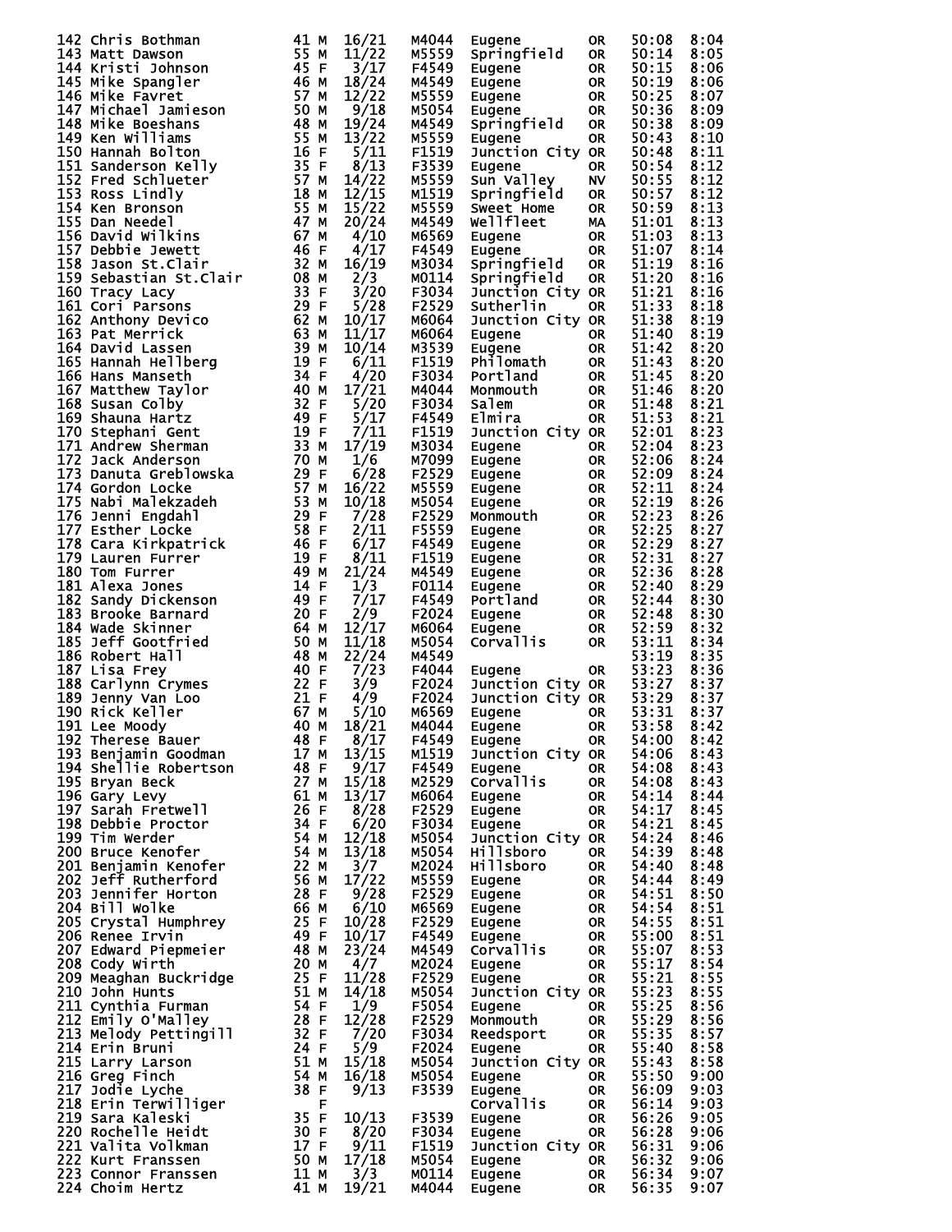| Place | Name | Age | Sex | Div Place | Division | City | State | Time | Pace |
|---|---|---|---|---|---|---|---|---|---|
| 142 | Chris Bothman | 41 | M | 16/21 | M4044 | Eugene | OR | 50:08 | 8:04 |
| 143 | Matt Dawson | 55 | M | 11/22 | M5559 | Springfield | OR | 50:14 | 8:05 |
| 144 | Kristi Johnson | 45 | F | 3/17 | F4549 | Eugene | OR | 50:15 | 8:06 |
| 145 | Mike Spangler | 46 | M | 18/24 | M4549 | Eugene | OR | 50:19 | 8:06 |
| 146 | Mike Favret | 57 | M | 12/22 | M5559 | Eugene | OR | 50:25 | 8:07 |
| 147 | Michael Jamieson | 50 | M | 9/18 | M5054 | Eugene | OR | 50:36 | 8:09 |
| 148 | Mike Boeshans | 48 | M | 19/24 | M4549 | Springfield | OR | 50:38 | 8:09 |
| 149 | Ken Williams | 55 | M | 13/22 | M5559 | Eugene | OR | 50:43 | 8:10 |
| 150 | Hannah Bolton | 16 | F | 5/11 | F1519 | Junction City | OR | 50:48 | 8:11 |
| 151 | Sanderson Kelly | 35 | F | 8/13 | F3539 | Eugene | OR | 50:54 | 8:12 |
| 152 | Fred Schlueter | 57 | M | 14/22 | M5559 | Sun Valley | NV | 50:55 | 8:12 |
| 153 | Ross Lindly | 18 | M | 12/15 | M1519 | Springfield | OR | 50:57 | 8:12 |
| 154 | Ken Bronson | 55 | M | 15/22 | M5559 | Sweet Home | OR | 50:59 | 8:13 |
| 155 | Dan Needel | 47 | M | 20/24 | M4549 | Wellfleet | MA | 51:01 | 8:13 |
| 156 | David Wilkins | 67 | M | 4/10 | M6569 | Eugene | OR | 51:03 | 8:13 |
| 157 | Debbie Jewett | 46 | F | 4/17 | F4549 | Eugene | OR | 51:07 | 8:14 |
| 158 | Jason St.Clair | 32 | M | 16/19 | M3034 | Springfield | OR | 51:19 | 8:16 |
| 159 | Sebastian St.Clair | 08 | M | 2/3 | M0114 | Springfield | OR | 51:20 | 8:16 |
| 160 | Tracy Lacy | 33 | F | 3/20 | F3034 | Junction City | OR | 51:21 | 8:16 |
| 161 | Cori Parsons | 29 | F | 5/28 | F2529 | Sutherlin | OR | 51:33 | 8:18 |
| 162 | Anthony Devico | 62 | M | 10/17 | M6064 | Junction City | OR | 51:38 | 8:19 |
| 163 | Pat Merrick | 63 | M | 11/17 | M6064 | Eugene | OR | 51:40 | 8:19 |
| 164 | David Lassen | 39 | M | 10/14 | M3539 | Eugene | OR | 51:42 | 8:20 |
| 165 | Hannah Hellberg | 19 | F | 6/11 | F1519 | Philomath | OR | 51:43 | 8:20 |
| 166 | Hans Manseth | 34 | F | 4/20 | F3034 | Portland | OR | 51:45 | 8:20 |
| 167 | Matthew Taylor | 40 | M | 17/21 | M4044 | Monmouth | OR | 51:46 | 8:20 |
| 168 | Susan Colby | 32 | F | 5/20 | F3034 | Salem | OR | 51:48 | 8:21 |
| 169 | Shauna Hartz | 49 | F | 5/17 | F4549 | Elmira | OR | 51:53 | 8:21 |
| 170 | Stephani Gent | 19 | F | 7/11 | F1519 | Junction City | OR | 52:01 | 8:23 |
| 171 | Andrew Sherman | 33 | M | 17/19 | M3034 | Eugene | OR | 52:04 | 8:23 |
| 172 | Jack Anderson | 70 | M | 1/6 | M7099 | Eugene | OR | 52:06 | 8:24 |
| 173 | Danuta Greblowska | 29 | F | 6/28 | F2529 | Eugene | OR | 52:09 | 8:24 |
| 174 | Gordon Locke | 57 | M | 16/22 | M5559 | Eugene | OR | 52:11 | 8:24 |
| 175 | Nabi Malekzadeh | 53 | M | 10/18 | M5054 | Eugene | OR | 52:19 | 8:26 |
| 176 | Jenni Engdahl | 29 | F | 7/28 | F2529 | Monmouth | OR | 52:23 | 8:26 |
| 177 | Esther Locke | 58 | F | 2/11 | F5559 | Eugene | OR | 52:25 | 8:27 |
| 178 | Cara Kirkpatrick | 46 | F | 6/17 | F4549 | Eugene | OR | 52:29 | 8:27 |
| 179 | Lauren Furrer | 19 | F | 8/11 | F1519 | Eugene | OR | 52:31 | 8:27 |
| 180 | Tom Furrer | 49 | M | 21/24 | M4549 | Eugene | OR | 52:36 | 8:28 |
| 181 | Alexa Jones | 14 | F | 1/3 | F0114 | Eugene | OR | 52:40 | 8:29 |
| 182 | Sandy Dickenson | 49 | F | 7/17 | F4549 | Portland | OR | 52:44 | 8:30 |
| 183 | Brooke Barnard | 20 | F | 2/9 | F2024 | Eugene | OR | 52:48 | 8:30 |
| 184 | Wade Skinner | 64 | M | 12/17 | M6064 | Eugene | OR | 52:59 | 8:32 |
| 185 | Jeff Gootfried | 50 | M | 11/18 | M5054 | Corvallis | OR | 53:11 | 8:34 |
| 186 | Robert Hall | 48 | M | 22/24 | M4549 | | | 53:19 | 8:35 |
| 187 | Lisa Frey | 40 | F | 7/23 | F4044 | Eugene | OR | 53:23 | 8:36 |
| 188 | Carlynn Crymes | 22 | F | 3/9 | F2024 | Junction City | OR | 53:27 | 8:37 |
| 189 | Jenny Van Loo | 21 | F | 4/9 | F2024 | Junction City | OR | 53:29 | 8:37 |
| 190 | Rick Keller | 67 | M | 5/10 | M6569 | Eugene | OR | 53:31 | 8:37 |
| 191 | Lee Moody | 40 | M | 18/21 | M4044 | Eugene | OR | 53:58 | 8:42 |
| 192 | Therese Bauer | 48 | F | 8/17 | F4549 | Eugene | OR | 54:00 | 8:42 |
| 193 | Benjamin Goodman | 17 | M | 13/15 | M1519 | Junction City | OR | 54:06 | 8:43 |
| 194 | Shellie Robertson | 48 | F | 9/17 | F4549 | Eugene | OR | 54:08 | 8:43 |
| 195 | Bryan Beck | 27 | M | 15/18 | M2529 | Corvallis | OR | 54:08 | 8:43 |
| 196 | Gary Levy | 61 | M | 13/17 | M6064 | Eugene | OR | 54:14 | 8:44 |
| 197 | Sarah Fretwell | 26 | F | 8/28 | F2529 | Eugene | OR | 54:17 | 8:45 |
| 198 | Debbie Proctor | 34 | F | 6/20 | F3034 | Eugene | OR | 54:21 | 8:45 |
| 199 | Tim Werder | 54 | M | 12/18 | M5054 | Junction City | OR | 54:24 | 8:46 |
| 200 | Bruce Kenofer | 54 | M | 13/18 | M5054 | Hillsboro | OR | 54:39 | 8:48 |
| 201 | Benjamin Kenofer | 22 | M | 3/7 | M2024 | Hillsboro | OR | 54:40 | 8:48 |
| 202 | Jeff Rutherford | 56 | M | 17/22 | M5559 | Eugene | OR | 54:44 | 8:49 |
| 203 | Jennifer Horton | 28 | F | 9/28 | F2529 | Eugene | OR | 54:51 | 8:50 |
| 204 | Bill Wolke | 66 | M | 6/10 | M6569 | Eugene | OR | 54:54 | 8:51 |
| 205 | Crystal Humphrey | 25 | F | 10/28 | F2529 | Eugene | OR | 54:55 | 8:51 |
| 206 | Renee Irvin | 49 | F | 10/17 | F4549 | Eugene | OR | 55:00 | 8:51 |
| 207 | Edward Piepmeier | 48 | M | 23/24 | M4549 | Corvallis | OR | 55:07 | 8:53 |
| 208 | Cody Wirth | 20 | M | 4/7 | M2024 | Eugene | OR | 55:17 | 8:54 |
| 209 | Meaghan Buckridge | 25 | F | 11/28 | F2529 | Eugene | OR | 55:21 | 8:55 |
| 210 | John Hunts | 51 | M | 14/18 | M5054 | Junction City | OR | 55:23 | 8:55 |
| 211 | Cynthia Furman | 54 | F | 1/9 | F5054 | Eugene | OR | 55:25 | 8:56 |
| 212 | Emily O'Malley | 28 | F | 12/28 | F2529 | Monmouth | OR | 55:29 | 8:56 |
| 213 | Melody Pettingill | 32 | F | 7/20 | F3034 | Reedsport | OR | 55:35 | 8:57 |
| 214 | Erin Bruni | 24 | F | 5/9 | F2024 | Eugene | OR | 55:40 | 8:58 |
| 215 | Larry Larson | 51 | M | 15/18 | M5054 | Junction City | OR | 55:43 | 8:58 |
| 216 | Greg Finch | 54 | M | 16/18 | M5054 | Eugene | OR | 55:50 | 9:00 |
| 217 | Jodie Lyche | 38 | F | 9/13 | F3539 | Eugene | OR | 56:09 | 9:03 |
| 218 | Erin Terwilliger | | F | | | Corvallis | OR | 56:14 | 9:03 |
| 219 | Sara Kaleski | 35 | F | 10/13 | F3539 | Eugene | OR | 56:26 | 9:05 |
| 220 | Rochelle Heidt | 30 | F | 8/20 | F3034 | Eugene | OR | 56:28 | 9:06 |
| 221 | Valita Volkman | 17 | F | 9/11 | F1519 | Junction City | OR | 56:31 | 9:06 |
| 222 | Kurt Franssen | 50 | M | 17/18 | M5054 | Eugene | OR | 56:32 | 9:06 |
| 223 | Connor Franssen | 11 | M | 3/3 | M0114 | Eugene | OR | 56:34 | 9:07 |
| 224 | Choim Hertz | 41 | M | 19/21 | M4044 | Eugene | OR | 56:35 | 9:07 |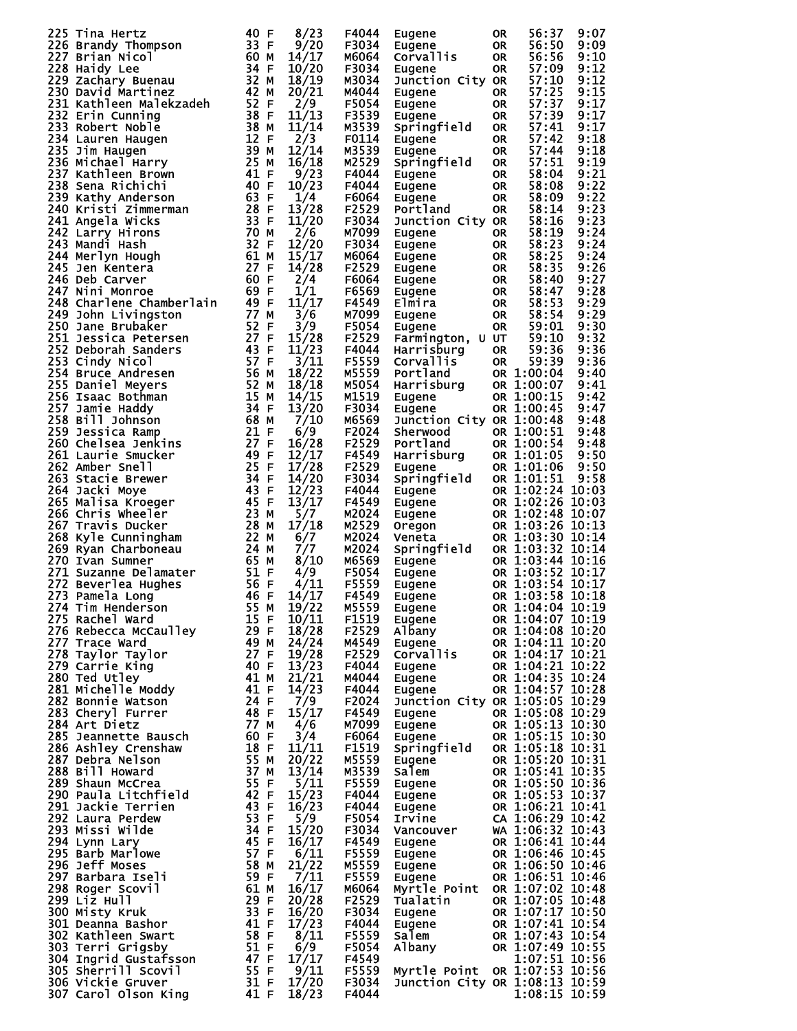| Place | Name | Age | Sex | Div Place | Division | City | State | Time | Pace |
|---|---|---|---|---|---|---|---|---|---|
| 225 | Tina Hertz | 40 | F | 8/23 | F4044 | Eugene | OR | 56:37 | 9:07 |
| 226 | Brandy Thompson | 33 | F | 9/20 | F3034 | Eugene | OR | 56:50 | 9:09 |
| 227 | Brian Nicol | 60 | M | 14/17 | M6064 | Corvallis | OR | 56:56 | 9:10 |
| 228 | Haidy Lee | 34 | F | 10/20 | F3034 | Eugene | OR | 57:09 | 9:12 |
| 229 | Zachary Buenau | 32 | M | 18/19 | M3034 | Junction City | OR | 57:10 | 9:12 |
| 230 | David Martinez | 42 | M | 20/21 | M4044 | Eugene | OR | 57:25 | 9:15 |
| 231 | Kathleen Malekzadeh | 52 | F | 2/9 | F5054 | Eugene | OR | 57:37 | 9:17 |
| 232 | Erin Cunning | 38 | F | 11/13 | F3539 | Eugene | OR | 57:39 | 9:17 |
| 233 | Robert Noble | 38 | M | 11/14 | M3539 | Springfield | OR | 57:41 | 9:17 |
| 234 | Lauren Haugen | 12 | F | 2/3 | F0114 | Eugene | OR | 57:42 | 9:18 |
| 235 | Jim Haugen | 39 | M | 12/14 | M3539 | Eugene | OR | 57:44 | 9:18 |
| 236 | Michael Harry | 25 | M | 16/18 | M2529 | Springfield | OR | 57:51 | 9:19 |
| 237 | Kathleen Brown | 41 | F | 9/23 | F4044 | Eugene | OR | 58:04 | 9:21 |
| 238 | Sena Richichi | 40 | F | 10/23 | F4044 | Eugene | OR | 58:08 | 9:22 |
| 239 | Kathy Anderson | 63 | F | 1/4 | F6064 | Eugene | OR | 58:09 | 9:22 |
| 240 | Kristi Zimmerman | 28 | F | 13/28 | F2529 | Portland | OR | 58:14 | 9:23 |
| 241 | Angela Wicks | 33 | F | 11/20 | F3034 | Junction City | OR | 58:16 | 9:23 |
| 242 | Larry Hirons | 70 | M | 2/6 | M7099 | Eugene | OR | 58:19 | 9:24 |
| 243 | Mandi Hash | 32 | F | 12/20 | F3034 | Eugene | OR | 58:23 | 9:24 |
| 244 | Merlyn Hough | 61 | M | 15/17 | M6064 | Eugene | OR | 58:25 | 9:24 |
| 245 | Jen Kentera | 27 | F | 14/28 | F2529 | Eugene | OR | 58:35 | 9:26 |
| 246 | Deb Carver | 60 | F | 2/4 | F6064 | Eugene | OR | 58:40 | 9:27 |
| 247 | Nini Monroe | 69 | F | 1/1 | F6569 | Eugene | OR | 58:47 | 9:28 |
| 248 | Charlene Chamberlain | 49 | F | 11/17 | F4549 | Elmira | OR | 58:53 | 9:29 |
| 249 | John Livingston | 77 | M | 3/6 | M7099 | Eugene | OR | 58:54 | 9:29 |
| 250 | Jane Brubaker | 52 | F | 3/9 | F5054 | Eugene | OR | 59:01 | 9:30 |
| 251 | Jessica Petersen | 27 | F | 15/28 | F2529 | Farmington, U | UT | 59:10 | 9:32 |
| 252 | Deborah Sanders | 43 | F | 11/23 | F4044 | Harrisburg | OR | 59:36 | 9:36 |
| 253 | Cindy Nicol | 57 | F | 3/11 | F5559 | Corvallis | OR | 59:39 | 9:36 |
| 254 | Bruce Andresen | 56 | M | 18/22 | M5559 | Portland | OR | 1:00:04 | 9:40 |
| 255 | Daniel Meyers | 52 | M | 18/18 | M5054 | Harrisburg | OR | 1:00:07 | 9:41 |
| 256 | Isaac Bothman | 15 | M | 14/15 | M1519 | Eugene | OR | 1:00:15 | 9:42 |
| 257 | Jamie Haddy | 34 | F | 13/20 | F3034 | Eugene | OR | 1:00:45 | 9:47 |
| 258 | Bill Johnson | 68 | M | 7/10 | M6569 | Junction City | OR | 1:00:48 | 9:48 |
| 259 | Jessica Ramp | 21 | F | 6/9 | F2024 | Sherwood | OR | 1:00:51 | 9:48 |
| 260 | Chelsea Jenkins | 27 | F | 16/28 | F2529 | Portland | OR | 1:00:54 | 9:48 |
| 261 | Laurie Smucker | 49 | F | 12/17 | F4549 | Harrisburg | OR | 1:01:05 | 9:50 |
| 262 | Amber Snell | 25 | F | 17/28 | F2529 | Eugene | OR | 1:01:06 | 9:50 |
| 263 | Stacie Brewer | 34 | F | 14/20 | F3034 | Springfield | OR | 1:01:51 | 9:58 |
| 264 | Jacki Moye | 43 | F | 12/23 | F4044 | Eugene | OR | 1:02:24 | 10:03 |
| 265 | Malisa Kroeger | 45 | F | 13/17 | F4549 | Eugene | OR | 1:02:26 | 10:03 |
| 266 | Chris Wheeler | 23 | M | 5/7 | M2024 | Eugene | OR | 1:02:48 | 10:07 |
| 267 | Travis Ducker | 28 | M | 17/18 | M2529 | Oregon | OR | 1:03:26 | 10:13 |
| 268 | Kyle Cunningham | 22 | M | 6/7 | M2024 | Veneta | OR | 1:03:30 | 10:14 |
| 269 | Ryan Charboneau | 24 | M | 7/7 | M2024 | Springfield | OR | 1:03:32 | 10:14 |
| 270 | Ivan Sumner | 65 | M | 8/10 | M6569 | Eugene | OR | 1:03:44 | 10:16 |
| 271 | Suzanne Delamater | 51 | F | 4/9 | F5054 | Eugene | OR | 1:03:52 | 10:17 |
| 272 | Beverlea Hughes | 56 | F | 4/11 | F5559 | Eugene | OR | 1:03:54 | 10:17 |
| 273 | Pamela Long | 46 | F | 14/17 | F4549 | Eugene | OR | 1:03:58 | 10:18 |
| 274 | Tim Henderson | 55 | M | 19/22 | M5559 | Eugene | OR | 1:04:04 | 10:19 |
| 275 | Rachel Ward | 15 | F | 10/11 | F1519 | Eugene | OR | 1:04:07 | 10:19 |
| 276 | Rebecca McCaulley | 29 | F | 18/28 | F2529 | Albany | OR | 1:04:08 | 10:20 |
| 277 | Trace Ward | 49 | M | 24/24 | M4549 | Eugene | OR | 1:04:11 | 10:20 |
| 278 | Taylor Taylor | 27 | F | 19/28 | F2529 | Corvallis | OR | 1:04:17 | 10:21 |
| 279 | Carrie King | 40 | F | 13/23 | F4044 | Eugene | OR | 1:04:21 | 10:22 |
| 280 | Ted Utley | 41 | M | 21/21 | M4044 | Eugene | OR | 1:04:35 | 10:24 |
| 281 | Michelle Moddy | 41 | F | 14/23 | F4044 | Eugene | OR | 1:04:57 | 10:28 |
| 282 | Bonnie Watson | 24 | F | 7/9 | F2024 | Junction City | OR | 1:05:05 | 10:29 |
| 283 | Cheryl Furrer | 48 | F | 15/17 | F4549 | Eugene | OR | 1:05:08 | 10:29 |
| 284 | Art Dietz | 77 | M | 4/6 | M7099 | Eugene | OR | 1:05:13 | 10:30 |
| 285 | Jeannette Bausch | 60 | F | 3/4 | F6064 | Eugene | OR | 1:05:15 | 10:30 |
| 286 | Ashley Crenshaw | 18 | F | 11/11 | F1519 | Springfield | OR | 1:05:18 | 10:31 |
| 287 | Debra Nelson | 55 | M | 20/22 | M5559 | Eugene | OR | 1:05:20 | 10:31 |
| 288 | Bill Howard | 37 | M | 13/14 | M3539 | Salem | OR | 1:05:41 | 10:35 |
| 289 | Shaun McCrea | 55 | F | 5/11 | F5559 | Eugene | OR | 1:05:50 | 10:36 |
| 290 | Paula Litchfield | 42 | F | 15/23 | F4044 | Eugene | OR | 1:05:53 | 10:37 |
| 291 | Jackie Terrien | 43 | F | 16/23 | F4044 | Eugene | OR | 1:06:21 | 10:41 |
| 292 | Laura Perdew | 53 | F | 5/9 | F5054 | Irvine | CA | 1:06:29 | 10:42 |
| 293 | Missi Wilde | 34 | F | 15/20 | F3034 | Vancouver | WA | 1:06:32 | 10:43 |
| 294 | Lynn Lary | 45 | F | 16/17 | F4549 | Eugene | OR | 1:06:41 | 10:44 |
| 295 | Barb Marlowe | 57 | F | 6/11 | F5559 | Eugene | OR | 1:06:46 | 10:45 |
| 296 | Jeff Moses | 58 | M | 21/22 | M5559 | Eugene | OR | 1:06:50 | 10:46 |
| 297 | Barbara Iseli | 59 | F | 7/11 | F5559 | Eugene | OR | 1:06:51 | 10:46 |
| 298 | Roger Scovil | 61 | M | 16/17 | M6064 | Myrtle Point | OR | 1:07:02 | 10:48 |
| 299 | Liz Hull | 29 | F | 20/28 | F2529 | Tualatin | OR | 1:07:05 | 10:48 |
| 300 | Misty Kruk | 33 | F | 16/20 | F3034 | Eugene | OR | 1:07:17 | 10:50 |
| 301 | Deanna Bashor | 41 | F | 17/23 | F4044 | Eugene | OR | 1:07:41 | 10:54 |
| 302 | Kathleen Swart | 58 | F | 8/11 | F5559 | Salem | OR | 1:07:43 | 10:54 |
| 303 | Terri Grigsby | 51 | F | 6/9 | F5054 | Albany | OR | 1:07:49 | 10:55 |
| 304 | Ingrid Gustafsson | 47 | F | 17/17 | F4549 | | | 1:07:51 | 10:56 |
| 305 | Sherrill Scovil | 55 | F | 9/11 | F5559 | Myrtle Point | OR | 1:07:53 | 10:56 |
| 306 | Vickie Gruver | 31 | F | 17/20 | F3034 | Junction City | OR | 1:08:13 | 10:59 |
| 307 | Carol Olson King | 41 | F | 18/23 | F4044 | | | 1:08:15 | 10:59 |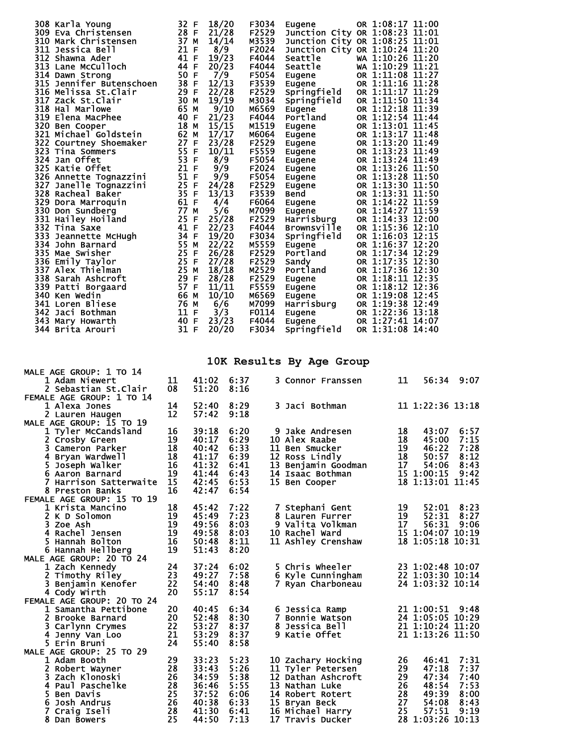| Place | Name | Age | Sex | Div Place | Division | City | State | Time | Pace |
|---|---|---|---|---|---|---|---|---|---|
| 308 | Karla Young | 32 | F | 18/20 | F3034 | Eugene | OR | 1:08:17 | 11:00 |
| 309 | Eva Christensen | 28 | F | 21/28 | F2529 | Junction City | OR | 1:08:23 | 11:01 |
| 310 | Mark Christensen | 37 | M | 14/14 | M3539 | Junction City | OR | 1:08:25 | 11:01 |
| 311 | Jessica Bell | 21 | F | 8/9 | F2024 | Junction City | OR | 1:10:24 | 11:20 |
| 312 | Shawna Ader | 41 | F | 19/23 | F4044 | Seattle | WA | 1:10:26 | 11:20 |
| 313 | Lane McCulloch | 44 | F | 20/23 | F4044 | Seattle | WA | 1:10:29 | 11:21 |
| 314 | Dawn Strong | 50 | F | 7/9 | F5054 | Eugene | OR | 1:11:08 | 11:27 |
| 315 | Jennifer Butenschoen | 38 | F | 12/13 | F3539 | Eugene | OR | 1:11:16 | 11:28 |
| 316 | Melissa St.Clair | 29 | F | 22/28 | F2529 | Springfield | OR | 1:11:17 | 11:29 |
| 317 | Zack St.Clair | 30 | M | 19/19 | M3034 | Springfield | OR | 1:11:50 | 11:34 |
| 318 | Hal Marlowe | 65 | M | 9/10 | M6569 | Eugene | OR | 1:12:18 | 11:39 |
| 319 | Elena MacPhee | 40 | F | 21/23 | F4044 | Portland | OR | 1:12:54 | 11:44 |
| 320 | Ben Cooper | 18 | M | 15/15 | M1519 | Eugene | OR | 1:13:01 | 11:45 |
| 321 | Michael Goldstein | 62 | M | 17/17 | M6064 | Eugene | OR | 1:13:17 | 11:48 |
| 322 | Courtney Shoemaker | 27 | F | 23/28 | F2529 | Eugene | OR | 1:13:20 | 11:49 |
| 323 | Tina Sommers | 55 | F | 10/11 | F5559 | Eugene | OR | 1:13:23 | 11:49 |
| 324 | Jan Offet | 53 | F | 8/9 | F5054 | Eugene | OR | 1:13:24 | 11:49 |
| 325 | Katie Offet | 21 | F | 9/9 | F2024 | Eugene | OR | 1:13:26 | 11:50 |
| 326 | Annette Tognazzini | 51 | F | 9/9 | F5054 | Eugene | OR | 1:13:28 | 11:50 |
| 327 | Janelle Tognazzini | 25 | F | 24/28 | F2529 | Eugene | OR | 1:13:30 | 11:50 |
| 328 | Racheal Baker | 35 | F | 13/13 | F3539 | Bend | OR | 1:13:31 | 11:50 |
| 329 | Dora Marroquin | 61 | F | 4/4 | F6064 | Eugene | OR | 1:14:22 | 11:59 |
| 330 | Don Sundberg | 77 | M | 5/6 | M7099 | Eugene | OR | 1:14:27 | 11:59 |
| 331 | Hailey Hoiland | 25 | F | 25/28 | F2529 | Harrisburg | OR | 1:14:33 | 12:00 |
| 332 | Tina Saxe | 41 | F | 22/23 | F4044 | Brownsville | OR | 1:15:36 | 12:10 |
| 333 | Jeannette McHugh | 34 | F | 19/20 | F3034 | Springfield | OR | 1:16:03 | 12:15 |
| 334 | John Barnard | 55 | M | 22/22 | M5559 | Eugene | OR | 1:16:37 | 12:20 |
| 335 | Mae Swisher | 25 | F | 26/28 | F2529 | Portland | OR | 1:17:34 | 12:29 |
| 336 | Emily Taylor | 25 | F | 27/28 | F2529 | Sandy | OR | 1:17:35 | 12:30 |
| 337 | Alex Thielman | 25 | M | 18/18 | M2529 | Portland | OR | 1:17:36 | 12:30 |
| 338 | Sarah Ashcroft | 29 | F | 28/28 | F2529 | Eugene | OR | 1:18:11 | 12:35 |
| 339 | Patti Borgaard | 57 | F | 11/11 | F5559 | Eugene | OR | 1:18:12 | 12:36 |
| 340 | Ken Wedin | 66 | M | 10/10 | M6569 | Eugene | OR | 1:19:08 | 12:45 |
| 341 | Loren Bliese | 76 | M | 6/6 | M7099 | Harrisburg | OR | 1:19:38 | 12:49 |
| 342 | Jaci Bothman | 11 | F | 3/3 | F0114 | Eugene | OR | 1:22:36 | 13:18 |
| 343 | Mary Howarth | 40 | F | 23/23 | F4044 | Eugene | OR | 1:27:41 | 14:07 |
| 344 | Brita Arouri | 31 | F | 20/20 | F3034 | Springfield | OR | 1:31:08 | 14:40 |

## 10K Results By Age Group

**MALE AGE GROUP: 1 TO 14**

| Place | Name | Age | Time | Pace |
|---|---|---|---|---|
| 1 | Adam Niewert | 11 | 41:02 | 6:37 |
| 2 | Sebastian St.Clair | 08 | 51:20 | 8:16 |
| 3 | Connor Franssen | 11 | 56:34 | 9:07 |

**FEMALE AGE GROUP: 1 TO 14**

| Place | Name | Age | Time | Pace |
|---|---|---|---|---|
| 1 | Alexa Jones | 14 | 52:40 | 8:29 |
| 2 | Lauren Haugen | 12 | 57:42 | 9:18 |
| 3 | Jaci Bothman | 11 | 1:22:36 | 13:18 |

**MALE AGE GROUP: 15 TO 19**

| Place | Name | Age | Time | Pace |
|---|---|---|---|---|
| 1 | Tyler McCandsland | 16 | 39:18 | 6:20 |
| 2 | Crosby Green | 19 | 40:17 | 6:29 |
| 3 | Cameron Parker | 18 | 40:42 | 6:33 |
| 4 | Bryan Wardwell | 18 | 41:17 | 6:39 |
| 5 | Joseph Walker | 16 | 41:32 | 6:41 |
| 6 | Aaron Barnard | 19 | 41:44 | 6:43 |
| 7 | Harrison Satterwaite | 15 | 42:45 | 6:53 |
| 8 | Preston Banks | 16 | 42:47 | 6:54 |
| 9 | Jake Andresen | 18 | 43:07 | 6:57 |
| 10 | Alex Raabe | 18 | 45:00 | 7:15 |
| 11 | Ben Smucker | 19 | 46:22 | 7:28 |
| 12 | Ross Lindly | 18 | 50:57 | 8:12 |
| 13 | Benjamin Goodman | 17 | 54:06 | 8:43 |
| 14 | Isaac Bothman | 15 | 1:00:15 | 9:42 |
| 15 | Ben Cooper | 18 | 1:13:01 | 11:45 |

**FEMALE AGE GROUP: 15 TO 19**

| Place | Name | Age | Time | Pace |
|---|---|---|---|---|
| 1 | Krista Mancino | 18 | 45:42 | 7:22 |
| 2 | K D Solomon | 19 | 45:49 | 7:23 |
| 3 | Zoe Ash | 19 | 49:56 | 8:03 |
| 4 | Rachel Jensen | 19 | 49:58 | 8:03 |
| 5 | Hannah Bolton | 16 | 50:48 | 8:11 |
| 6 | Hannah Hellberg | 19 | 51:43 | 8:20 |
| 7 | Stephani Gent | 19 | 52:01 | 8:23 |
| 8 | Lauren Furrer | 19 | 52:31 | 8:27 |
| 9 | Valita Volkman | 17 | 56:31 | 9:06 |
| 10 | Rachel Ward | 15 | 1:04:07 | 10:19 |
| 11 | Ashley Crenshaw | 18 | 1:05:18 | 10:31 |

**MALE AGE GROUP: 20 TO 24**

| Place | Name | Age | Time | Pace |
|---|---|---|---|---|
| 1 | Zach Kennedy | 24 | 37:24 | 6:02 |
| 2 | Timothy Riley | 23 | 49:27 | 7:58 |
| 3 | Benjamin Kenofer | 22 | 54:40 | 8:48 |
| 4 | Cody Wirth | 20 | 55:17 | 8:54 |
| 5 | Chris Wheeler | 23 | 1:02:48 | 10:07 |
| 6 | Kyle Cunningham | 22 | 1:03:30 | 10:14 |
| 7 | Ryan Charboneau | 24 | 1:03:32 | 10:14 |

**FEMALE AGE GROUP: 20 TO 24**

| Place | Name | Age | Time | Pace |
|---|---|---|---|---|
| 1 | Samantha Pettibone | 20 | 40:45 | 6:34 |
| 2 | Brooke Barnard | 20 | 52:48 | 8:30 |
| 3 | Carlynn Crymes | 22 | 53:27 | 8:37 |
| 4 | Jenny Van Loo | 21 | 53:29 | 8:37 |
| 5 | Erin Bruni | 24 | 55:40 | 8:58 |
| 6 | Jessica Ramp | 21 | 1:00:51 | 9:48 |
| 7 | Bonnie Watson | 24 | 1:05:05 | 10:29 |
| 8 | Jessica Bell | 21 | 1:10:24 | 11:20 |
| 9 | Katie Offet | 21 | 1:13:26 | 11:50 |

**MALE AGE GROUP: 25 TO 29**

| Place | Name | Age | Time | Pace |
|---|---|---|---|---|
| 1 | Adam Booth | 29 | 33:23 | 5:23 |
| 2 | Robert Wayner | 28 | 33:43 | 5:26 |
| 3 | Zach Klonoski | 26 | 34:59 | 5:38 |
| 4 | Paul Paschelke | 28 | 36:46 | 5:55 |
| 5 | Ben Davis | 25 | 37:52 | 6:06 |
| 6 | Josh Andrus | 26 | 40:38 | 6:33 |
| 7 | Craig Iseli | 28 | 41:30 | 6:41 |
| 8 | Dan Bowers | 25 | 44:50 | 7:13 |
| 10 | Zachary Hocking | 26 | 46:41 | 7:31 |
| 11 | Tyler Petersen | 29 | 47:18 | 7:37 |
| 12 | Dathan Ashcroft | 29 | 47:34 | 7:40 |
| 13 | Nathan Luke | 26 | 48:54 | 7:53 |
| 14 | Robert Rotert | 28 | 49:39 | 8:00 |
| 15 | Bryan Beck | 27 | 54:08 | 8:43 |
| 16 | Michael Harry | 25 | 57:51 | 9:19 |
| 17 | Travis Ducker | 28 | 1:03:26 | 10:13 |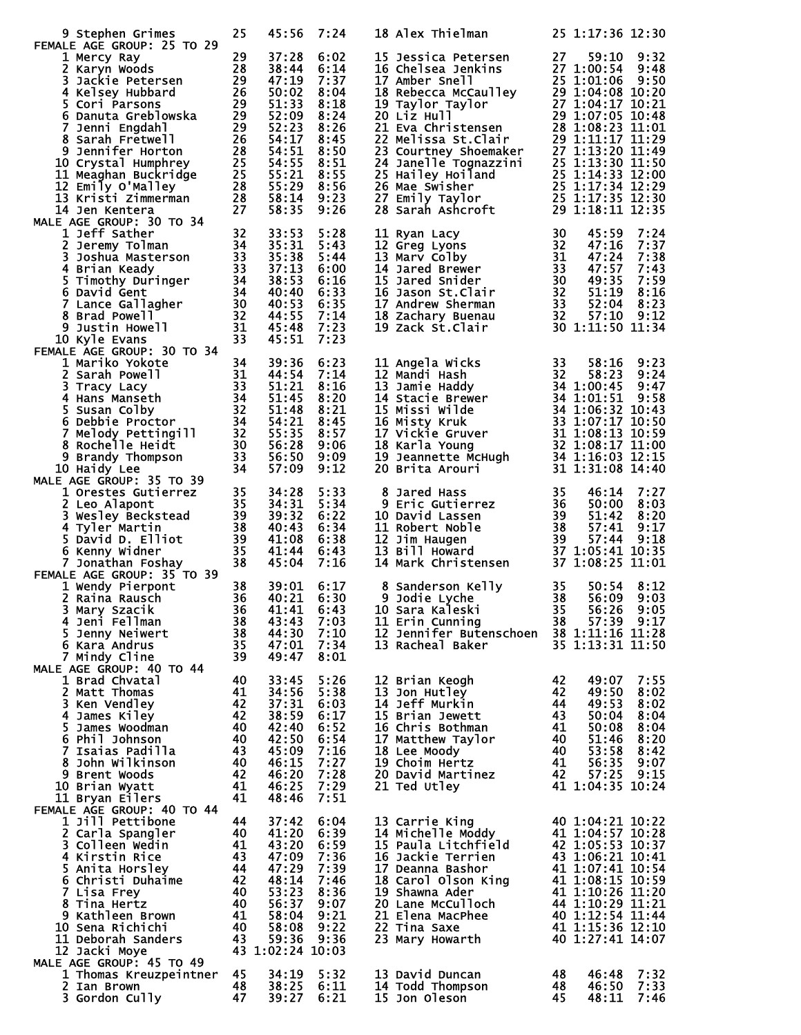| Place | Name | Age | Time | Pace | Place | Name | Age | Time | Pace |
|---|---|---|---|---|---|---|---|---|---|
| 9 | Stephen Grimes | 25 | 45:56 | 7:24 | 18 | Alex Thielman | 25 | 1:17:36 | 12:30 |

## FEMALE AGE GROUP: 25 TO 29

| Place | Name | Age | Time | Pace | Place | Name | Age | Time | Pace |
|---|---|---|---|---|---|---|---|---|---|
| 1 | Mercy Ray | 29 | 37:28 | 6:02 | 15 | Jessica Petersen | 27 | 59:10 | 9:32 |
| 2 | Karyn Woods | 28 | 38:44 | 6:14 | 16 | Chelsea Jenkins | 27 | 1:00:54 | 9:48 |
| 3 | Jackie Petersen | 29 | 47:19 | 7:37 | 17 | Amber Snell | 25 | 1:01:06 | 9:50 |
| 4 | Kelsey Hubbard | 26 | 50:02 | 8:04 | 18 | Rebecca McCaulley | 29 | 1:04:08 | 10:20 |
| 5 | Cori Parsons | 29 | 51:33 | 8:18 | 19 | Taylor Taylor | 27 | 1:04:17 | 10:21 |
| 6 | Danuta Greblowska | 29 | 52:09 | 8:24 | 20 | Liz Hull | 29 | 1:07:05 | 10:48 |
| 7 | Jenni Engdahl | 29 | 52:23 | 8:26 | 21 | Eva Christensen | 28 | 1:08:23 | 11:01 |
| 8 | Sarah Fretwell | 26 | 54:17 | 8:45 | 22 | Melissa St.Clair | 29 | 1:11:17 | 11:29 |
| 9 | Jennifer Horton | 28 | 54:51 | 8:50 | 23 | Courtney Shoemaker | 27 | 1:13:20 | 11:49 |
| 10 | Crystal Humphrey | 25 | 54:55 | 8:51 | 24 | Janelle Tognazzini | 25 | 1:13:30 | 11:50 |
| 11 | Meaghan Buckridge | 25 | 55:21 | 8:55 | 25 | Hailey Hoiland | 25 | 1:14:33 | 12:00 |
| 12 | Emily O'Malley | 28 | 55:29 | 8:56 | 26 | Mae Swisher | 25 | 1:17:34 | 12:29 |
| 13 | Kristi Zimmerman | 28 | 58:14 | 9:23 | 27 | Emily Taylor | 25 | 1:17:35 | 12:30 |
| 14 | Jen Kentera | 27 | 58:35 | 9:26 | 28 | Sarah Ashcroft | 29 | 1:18:11 | 12:35 |

## MALE AGE GROUP: 30 TO 34

| Place | Name | Age | Time | Pace | Place | Name | Age | Time | Pace |
|---|---|---|---|---|---|---|---|---|---|
| 1 | Jeff Sather | 32 | 33:53 | 5:28 | 11 | Ryan Lacy | 30 | 45:59 | 7:24 |
| 2 | Jeremy Tolman | 34 | 35:31 | 5:43 | 12 | Greg Lyons | 32 | 47:16 | 7:37 |
| 3 | Joshua Masterson | 33 | 35:38 | 5:44 | 13 | Marv Colby | 31 | 47:24 | 7:38 |
| 4 | Brian Keady | 33 | 37:13 | 6:00 | 14 | Jared Brewer | 33 | 47:57 | 7:43 |
| 5 | Timothy Duringer | 34 | 38:53 | 6:16 | 15 | Jared Snider | 30 | 49:35 | 7:59 |
| 6 | David Gent | 34 | 40:40 | 6:33 | 16 | Jason St.Clair | 32 | 51:19 | 8:16 |
| 7 | Lance Gallagher | 30 | 40:53 | 6:35 | 17 | Andrew Sherman | 33 | 52:04 | 8:23 |
| 8 | Brad Powell | 32 | 44:55 | 7:14 | 18 | Zachary Buenau | 32 | 57:10 | 9:12 |
| 9 | Justin Howell | 31 | 45:48 | 7:23 | 19 | Zack St.Clair | 30 | 1:11:50 | 11:34 |
| 10 | Kyle Evans | 33 | 45:51 | 7:23 | | | | | |

## FEMALE AGE GROUP: 30 TO 34

| Place | Name | Age | Time | Pace | Place | Name | Age | Time | Pace |
|---|---|---|---|---|---|---|---|---|---|
| 1 | Mariko Yokote | 34 | 39:36 | 6:23 | 11 | Angela Wicks | 33 | 58:16 | 9:23 |
| 2 | Sarah Powell | 31 | 44:54 | 7:14 | 12 | Mandi Hash | 32 | 58:23 | 9:24 |
| 3 | Tracy Lacy | 33 | 51:21 | 8:16 | 13 | Jamie Haddy | 34 | 1:00:45 | 9:47 |
| 4 | Hans Manseth | 34 | 51:45 | 8:20 | 14 | Stacie Brewer | 34 | 1:01:51 | 9:58 |
| 5 | Susan Colby | 32 | 51:48 | 8:21 | 15 | Missi Wilde | 34 | 1:06:32 | 10:43 |
| 6 | Debbie Proctor | 34 | 54:21 | 8:45 | 16 | Misty Kruk | 33 | 1:07:17 | 10:50 |
| 7 | Melody Pettingill | 32 | 55:35 | 8:57 | 17 | Vickie Gruver | 31 | 1:08:13 | 10:59 |
| 8 | Rochelle Heidt | 30 | 56:28 | 9:06 | 18 | Karla Young | 32 | 1:08:17 | 11:00 |
| 9 | Brandy Thompson | 33 | 56:50 | 9:09 | 19 | Jeannette McHugh | 34 | 1:16:03 | 12:15 |
| 10 | Haidy Lee | 34 | 57:09 | 9:12 | 20 | Brita Arouri | 31 | 1:31:08 | 14:40 |

## MALE AGE GROUP: 35 TO 39

| Place | Name | Age | Time | Pace | Place | Name | Age | Time | Pace |
|---|---|---|---|---|---|---|---|---|---|
| 1 | Orestes Gutierrez | 35 | 34:28 | 5:33 | 8 | Jared Hass | 35 | 46:14 | 7:27 |
| 2 | Leo Alapont | 35 | 34:31 | 5:34 | 9 | Eric Gutierrez | 36 | 50:00 | 8:03 |
| 3 | Wesley Beckstead | 39 | 39:32 | 6:22 | 10 | David Lassen | 39 | 51:42 | 8:20 |
| 4 | Tyler Martin | 38 | 40:43 | 6:34 | 11 | Robert Noble | 38 | 57:41 | 9:17 |
| 5 | David D. Elliot | 39 | 41:08 | 6:38 | 12 | Jim Haugen | 39 | 57:44 | 9:18 |
| 6 | Kenny Widner | 35 | 41:44 | 6:43 | 13 | Bill Howard | 37 | 1:05:41 | 10:35 |
| 7 | Jonathan Foshay | 38 | 45:04 | 7:16 | 14 | Mark Christensen | 37 | 1:08:25 | 11:01 |

## FEMALE AGE GROUP: 35 TO 39

| Place | Name | Age | Time | Pace | Place | Name | Age | Time | Pace |
|---|---|---|---|---|---|---|---|---|---|
| 1 | Wendy Pierpont | 38 | 39:01 | 6:17 | 8 | Sanderson Kelly | 35 | 50:54 | 8:12 |
| 2 | Raina Rausch | 36 | 40:21 | 6:30 | 9 | Jodie Lyche | 38 | 56:09 | 9:03 |
| 3 | Mary Szacik | 36 | 41:41 | 6:43 | 10 | Sara Kaleski | 35 | 56:26 | 9:05 |
| 4 | Jeni Fellman | 38 | 43:43 | 7:03 | 11 | Erin Cunning | 38 | 57:39 | 9:17 |
| 5 | Jenny Neiwert | 38 | 44:30 | 7:10 | 12 | Jennifer Butenschoen | 38 | 1:11:16 | 11:28 |
| 6 | Kara Andrus | 35 | 47:01 | 7:34 | 13 | Racheal Baker | 35 | 1:13:31 | 11:50 |
| 7 | Mindy Cline | 39 | 49:47 | 8:01 | | | | | |

## MALE AGE GROUP: 40 TO 44

| Place | Name | Age | Time | Pace | Place | Name | Age | Time | Pace |
|---|---|---|---|---|---|---|---|---|---|
| 1 | Brad Chvatal | 40 | 33:45 | 5:26 | 12 | Brian Keogh | 42 | 49:07 | 7:55 |
| 2 | Matt Thomas | 41 | 34:56 | 5:38 | 13 | Jon Hutley | 42 | 49:50 | 8:02 |
| 3 | Ken Vendley | 42 | 37:31 | 6:03 | 14 | Jeff Murkin | 44 | 49:53 | 8:02 |
| 4 | James Kiley | 42 | 38:59 | 6:17 | 15 | Brian Jewett | 43 | 50:04 | 8:04 |
| 5 | James Woodman | 40 | 42:40 | 6:52 | 16 | Chris Bothman | 41 | 50:08 | 8:04 |
| 6 | Phil Johnson | 40 | 42:50 | 6:54 | 17 | Matthew Taylor | 40 | 51:46 | 8:20 |
| 7 | Isaias Padilla | 43 | 45:09 | 7:16 | 18 | Lee Moody | 40 | 53:58 | 8:42 |
| 8 | John Wilkinson | 40 | 46:15 | 7:27 | 19 | Choim Hertz | 41 | 56:35 | 9:07 |
| 9 | Brent Woods | 42 | 46:20 | 7:28 | 20 | David Martinez | 42 | 57:25 | 9:15 |
| 10 | Brian Wyatt | 41 | 46:25 | 7:29 | 21 | Ted Utley | 41 | 1:04:35 | 10:24 |
| 11 | Bryan Eilers | 41 | 48:46 | 7:51 | | | | | |

## FEMALE AGE GROUP: 40 TO 44

| Place | Name | Age | Time | Pace | Place | Name | Age | Time | Pace |
|---|---|---|---|---|---|---|---|---|---|
| 1 | Jill Pettibone | 44 | 37:42 | 6:04 | 13 | Carrie King | 40 | 1:04:21 | 10:22 |
| 2 | Carla Spangler | 40 | 41:20 | 6:39 | 14 | Michelle Moddy | 41 | 1:04:57 | 10:28 |
| 3 | Colleen Wedin | 41 | 43:20 | 6:59 | 15 | Paula Litchfield | 42 | 1:05:53 | 10:37 |
| 4 | Kirstin Rice | 43 | 47:09 | 7:36 | 16 | Jackie Terrien | 43 | 1:06:21 | 10:41 |
| 5 | Anita Horsley | 44 | 47:29 | 7:39 | 17 | Deanna Bashor | 41 | 1:07:41 | 10:54 |
| 6 | Christi Duhaime | 42 | 48:14 | 7:46 | 18 | Carol Olson King | 41 | 1:08:15 | 10:59 |
| 7 | Lisa Frey | 40 | 53:23 | 8:36 | 19 | Shawna Ader | 41 | 1:10:26 | 11:20 |
| 8 | Tina Hertz | 40 | 56:37 | 9:07 | 20 | Lane McCulloch | 44 | 1:10:29 | 11:21 |
| 9 | Kathleen Brown | 41 | 58:04 | 9:21 | 21 | Elena MacPhee | 40 | 1:12:54 | 11:44 |
| 10 | Sena Richichi | 40 | 58:08 | 9:22 | 22 | Tina Saxe | 41 | 1:15:36 | 12:10 |
| 11 | Deborah Sanders | 43 | 59:36 | 9:36 | 23 | Mary Howarth | 40 | 1:27:41 | 14:07 |
| 12 | Jacki Moye | 43 | 1:02:24 | 10:03 | | | | | |

## MALE AGE GROUP: 45 TO 49

| Place | Name | Age | Time | Pace | Place | Name | Age | Time | Pace |
|---|---|---|---|---|---|---|---|---|---|
| 1 | Thomas Kreuzpeintner | 45 | 34:19 | 5:32 | 13 | David Duncan | 48 | 46:48 | 7:32 |
| 2 | Ian Brown | 48 | 38:25 | 6:11 | 14 | Todd Thompson | 48 | 46:50 | 7:33 |
| 3 | Gordon Cully | 47 | 39:27 | 6:21 | 15 | Jon Oleson | 45 | 48:11 | 7:46 |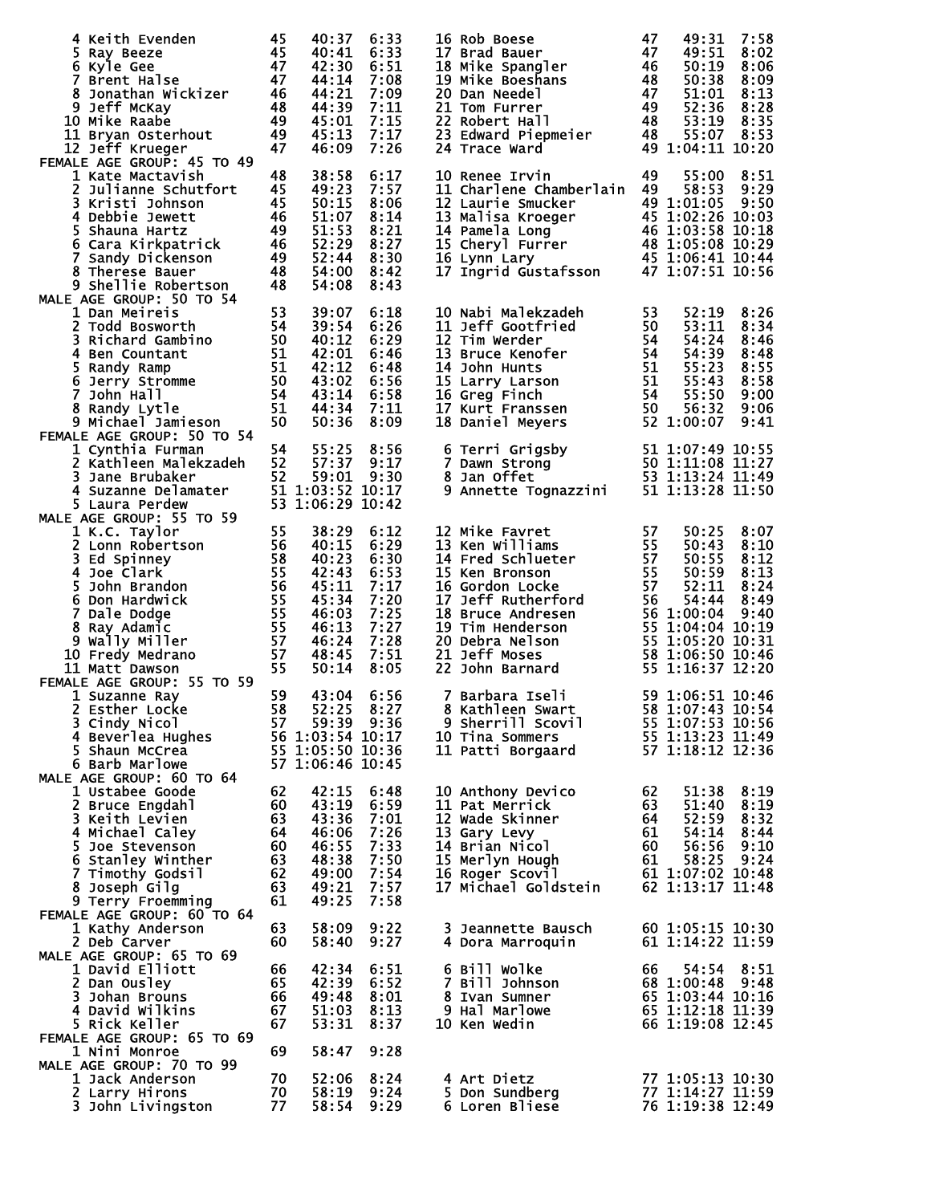| Place | Name | Age | Time | Pace | Place | Name | Age | Time | Pace |
|---|---|---|---|---|---|---|---|---|---|
| 4 | Keith Evenden | 45 | 40:37 | 6:33 | 16 | Rob Boese | 47 | 49:31 | 7:58 |
| 5 | Ray Beeze | 45 | 40:41 | 6:33 | 17 | Brad Bauer | 47 | 49:51 | 8:02 |
| 6 | Kyle Gee | 47 | 42:30 | 6:51 | 18 | Mike Spangler | 46 | 50:19 | 8:06 |
| 7 | Brent Halse | 47 | 44:14 | 7:08 | 19 | Mike Boeshans | 48 | 50:38 | 8:09 |
| 8 | Jonathan Wickizer | 46 | 44:21 | 7:09 | 20 | Dan Needel | 47 | 51:01 | 8:13 |
| 9 | Jeff McKay | 48 | 44:39 | 7:11 | 21 | Tom Furrer | 49 | 52:36 | 8:28 |
| 10 | Mike Raabe | 49 | 45:01 | 7:15 | 22 | Robert Hall | 48 | 53:19 | 8:35 |
| 11 | Bryan Osterhout | 49 | 45:13 | 7:17 | 23 | Edward Piepmeier | 48 | 55:07 | 8:53 |
| 12 | Jeff Krueger | 47 | 46:09 | 7:26 | 24 | Trace Ward | 49 | 1:04:11 | 10:20 |

FEMALE AGE GROUP: 45 TO 49

| Place | Name | Age | Time | Pace | Place | Name | Age | Time | Pace |
|---|---|---|---|---|---|---|---|---|---|
| 1 | Kate Mactavish | 48 | 38:58 | 6:17 | 10 | Renee Irvin | 49 | 55:00 | 8:51 |
| 2 | Julianne Schutfort | 45 | 49:23 | 7:57 | 11 | Charlene Chamberlain | 49 | 58:53 | 9:29 |
| 3 | Kristi Johnson | 45 | 50:15 | 8:06 | 12 | Laurie Smucker | 49 | 1:01:05 | 9:50 |
| 4 | Debbie Jewett | 46 | 51:07 | 8:14 | 13 | Malisa Kroeger | 45 | 1:02:26 | 10:03 |
| 5 | Shauna Hartz | 49 | 51:53 | 8:21 | 14 | Pamela Long | 46 | 1:03:58 | 10:18 |
| 6 | Cara Kirkpatrick | 46 | 52:29 | 8:27 | 15 | Cheryl Furrer | 48 | 1:05:08 | 10:29 |
| 7 | Sandy Dickenson | 49 | 52:44 | 8:30 | 16 | Lynn Lary | 45 | 1:06:41 | 10:44 |
| 8 | Therese Bauer | 48 | 54:00 | 8:42 | 17 | Ingrid Gustafsson | 47 | 1:07:51 | 10:56 |
| 9 | Shellie Robertson | 48 | 54:08 | 8:43 | | | | | |

MALE AGE GROUP: 50 TO 54

| Place | Name | Age | Time | Pace | Place | Name | Age | Time | Pace |
|---|---|---|---|---|---|---|---|---|---|
| 1 | Dan Meireis | 53 | 39:07 | 6:18 | 10 | Nabi Malekzadeh | 53 | 52:19 | 8:26 |
| 2 | Todd Bosworth | 54 | 39:54 | 6:26 | 11 | Jeff Gootfried | 50 | 53:11 | 8:34 |
| 3 | Richard Gambino | 50 | 40:12 | 6:29 | 12 | Tim Werder | 54 | 54:24 | 8:46 |
| 4 | Ben Countant | 51 | 42:01 | 6:46 | 13 | Bruce Kenofer | 54 | 54:39 | 8:48 |
| 5 | Randy Ramp | 51 | 42:12 | 6:48 | 14 | John Hunts | 51 | 55:23 | 8:55 |
| 6 | Jerry Stromme | 50 | 43:02 | 6:56 | 15 | Larry Larson | 51 | 55:43 | 8:58 |
| 7 | John Hall | 54 | 43:14 | 6:58 | 16 | Greg Finch | 54 | 55:50 | 9:00 |
| 8 | Randy Lytle | 51 | 44:34 | 7:11 | 17 | Kurt Franssen | 50 | 56:32 | 9:06 |
| 9 | Michael Jamieson | 50 | 50:36 | 8:09 | 18 | Daniel Meyers | 52 | 1:00:07 | 9:41 |

FEMALE AGE GROUP: 50 TO 54

| Place | Name | Age | Time | Pace | Place | Name | Age | Time | Pace |
|---|---|---|---|---|---|---|---|---|---|
| 1 | Cynthia Furman | 54 | 55:25 | 8:56 | 6 | Terri Grigsby | 51 | 1:07:49 | 10:55 |
| 2 | Kathleen Malekzadeh | 52 | 57:37 | 9:17 | 7 | Dawn Strong | 50 | 1:11:08 | 11:27 |
| 3 | Jane Brubaker | 52 | 59:01 | 9:30 | 8 | Jan Offet | 53 | 1:13:24 | 11:49 |
| 4 | Suzanne Delamater | 51 | 1:03:52 | 10:17 | 9 | Annette Tognazzini | 51 | 1:13:28 | 11:50 |
| 5 | Laura Perdew | 53 | 1:06:29 | 10:42 | | | | | |

MALE AGE GROUP: 55 TO 59

| Place | Name | Age | Time | Pace | Place | Name | Age | Time | Pace |
|---|---|---|---|---|---|---|---|---|---|
| 1 | K.C. Taylor | 55 | 38:29 | 6:12 | 12 | Mike Favret | 57 | 50:25 | 8:07 |
| 2 | Lonn Robertson | 56 | 40:15 | 6:29 | 13 | Ken Williams | 55 | 50:43 | 8:10 |
| 3 | Ed Spinney | 58 | 40:23 | 6:30 | 14 | Fred Schlueter | 57 | 50:55 | 8:12 |
| 4 | Joe Clark | 55 | 42:43 | 6:53 | 15 | Ken Bronson | 55 | 50:59 | 8:13 |
| 5 | John Brandon | 56 | 45:11 | 7:17 | 16 | Gordon Locke | 57 | 52:11 | 8:24 |
| 6 | Don Hardwick | 55 | 45:34 | 7:20 | 17 | Jeff Rutherford | 56 | 54:44 | 8:49 |
| 7 | Dale Dodge | 55 | 46:03 | 7:25 | 18 | Bruce Andresen | 56 | 1:00:04 | 9:40 |
| 8 | Ray Adamic | 55 | 46:13 | 7:27 | 19 | Tim Henderson | 55 | 1:04:04 | 10:19 |
| 9 | Wally Miller | 57 | 46:24 | 7:28 | 20 | Debra Nelson | 55 | 1:05:20 | 10:31 |
| 10 | Fredy Medrano | 57 | 48:45 | 7:51 | 21 | Jeff Moses | 58 | 1:06:50 | 10:46 |
| 11 | Matt Dawson | 55 | 50:14 | 8:05 | 22 | John Barnard | 55 | 1:16:37 | 12:20 |

FEMALE AGE GROUP: 55 TO 59

| Place | Name | Age | Time | Pace | Place | Name | Age | Time | Pace |
|---|---|---|---|---|---|---|---|---|---|
| 1 | Suzanne Ray | 59 | 43:04 | 6:56 | 7 | Barbara Iseli | 59 | 1:06:51 | 10:46 |
| 2 | Esther Locke | 58 | 52:25 | 8:27 | 8 | Kathleen Swart | 58 | 1:07:43 | 10:54 |
| 3 | Cindy Nicol | 57 | 59:39 | 9:36 | 9 | Sherrill Scovil | 55 | 1:07:53 | 10:56 |
| 4 | Beverlea Hughes | 56 | 1:03:54 | 10:17 | 10 | Tina Sommers | 55 | 1:13:23 | 11:49 |
| 5 | Shaun McCrea | 55 | 1:05:50 | 10:36 | 11 | Patti Borgaard | 57 | 1:18:12 | 12:36 |
| 6 | Barb Marlowe | 57 | 1:06:46 | 10:45 | | | | | |

MALE AGE GROUP: 60 TO 64

| Place | Name | Age | Time | Pace | Place | Name | Age | Time | Pace |
|---|---|---|---|---|---|---|---|---|---|
| 1 | Ustabee Goode | 62 | 42:15 | 6:48 | 10 | Anthony Devico | 62 | 51:38 | 8:19 |
| 2 | Bruce Engdahl | 60 | 43:19 | 6:59 | 11 | Pat Merrick | 63 | 51:40 | 8:19 |
| 3 | Keith Levien | 63 | 43:36 | 7:01 | 12 | Wade Skinner | 64 | 52:59 | 8:32 |
| 4 | Michael Caley | 64 | 46:06 | 7:26 | 13 | Gary Levy | 61 | 54:14 | 8:44 |
| 5 | Joe Stevenson | 60 | 46:55 | 7:33 | 14 | Brian Nicol | 60 | 56:56 | 9:10 |
| 6 | Stanley Winther | 63 | 48:38 | 7:50 | 15 | Merlyn Hough | 61 | 58:25 | 9:24 |
| 7 | Timothy Godsil | 62 | 49:00 | 7:54 | 16 | Roger Scovil | 61 | 1:07:02 | 10:48 |
| 8 | Joseph Gilg | 63 | 49:21 | 7:57 | 17 | Michael Goldstein | 62 | 1:13:17 | 11:48 |
| 9 | Terry Froemming | 61 | 49:25 | 7:58 | | | | | |

FEMALE AGE GROUP: 60 TO 64

| Place | Name | Age | Time | Pace | Place | Name | Age | Time | Pace |
|---|---|---|---|---|---|---|---|---|---|
| 1 | Kathy Anderson | 63 | 58:09 | 9:22 | 3 | Jeannette Bausch | 60 | 1:05:15 | 10:30 |
| 2 | Deb Carver | 60 | 58:40 | 9:27 | 4 | Dora Marroquin | 61 | 1:14:22 | 11:59 |

MALE AGE GROUP: 65 TO 69

| Place | Name | Age | Time | Pace | Place | Name | Age | Time | Pace |
|---|---|---|---|---|---|---|---|---|---|
| 1 | David Elliott | 66 | 42:34 | 6:51 | 6 | Bill Wolke | 66 | 54:54 | 8:51 |
| 2 | Dan Ousley | 65 | 42:39 | 6:52 | 7 | Bill Johnson | 68 | 1:00:48 | 9:48 |
| 3 | Johan Brouns | 66 | 49:48 | 8:01 | 8 | Ivan Sumner | 65 | 1:03:44 | 10:16 |
| 4 | David Wilkins | 67 | 51:03 | 8:13 | 9 | Hal Marlowe | 65 | 1:12:18 | 11:39 |
| 5 | Rick Keller | 67 | 53:31 | 8:37 | 10 | Ken Wedin | 66 | 1:19:08 | 12:45 |

FEMALE AGE GROUP: 65 TO 69

| Place | Name | Age | Time | Pace |
|---|---|---|---|---|
| 1 | Nini Monroe | 69 | 58:47 | 9:28 |

MALE AGE GROUP: 70 TO 99

| Place | Name | Age | Time | Pace | Place | Name | Age | Time | Pace |
|---|---|---|---|---|---|---|---|---|---|
| 1 | Jack Anderson | 70 | 52:06 | 8:24 | 4 | Art Dietz | 77 | 1:05:13 | 10:30 |
| 2 | Larry Hirons | 70 | 58:19 | 9:24 | 5 | Don Sundberg | 77 | 1:14:27 | 11:59 |
| 3 | John Livingston | 77 | 58:54 | 9:29 | 6 | Loren Bliese | 76 | 1:19:38 | 12:49 |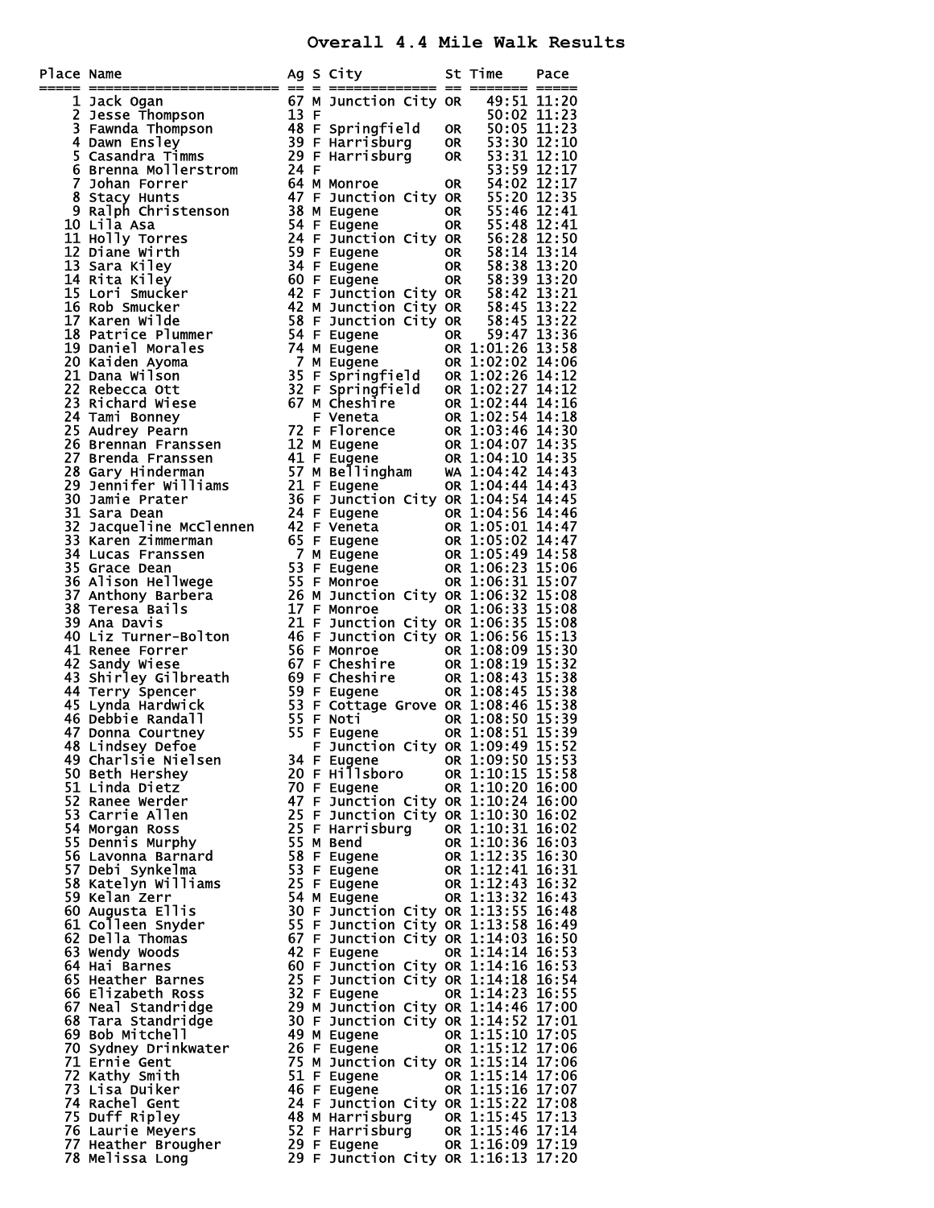# Overall 4.4 Mile Walk Results

| Place | Name | Ag | S | City | St | Time | Pace |
|---|---|---|---|---|---|---|---|
| 1 | Jack Ogan | 67 | M | Junction City | OR | 49:51 | 11:20 |
| 2 | Jesse Thompson | 13 | F | | | 50:02 | 11:23 |
| 3 | Fawnda Thompson | 48 | F | Springfield | OR | 50:05 | 11:23 |
| 4 | Dawn Ensley | 39 | F | Harrisburg | OR | 53:30 | 12:10 |
| 5 | Casandra Timms | 29 | F | Harrisburg | OR | 53:31 | 12:10 |
| 6 | Brenna Mollerstrom | 24 | F | | | 53:59 | 12:17 |
| 7 | Johan Forrer | 64 | M | Monroe | OR | 54:02 | 12:17 |
| 8 | Stacy Hunts | 47 | F | Junction City | OR | 55:20 | 12:35 |
| 9 | Ralph Christenson | 38 | M | Eugene | OR | 55:46 | 12:41 |
| 10 | Lila Asa | 54 | F | Eugene | OR | 55:48 | 12:41 |
| 11 | Holly Torres | 24 | F | Junction City | OR | 56:28 | 12:50 |
| 12 | Diane Wirth | 59 | F | Eugene | OR | 58:14 | 13:14 |
| 13 | Sara Kiley | 34 | F | Eugene | OR | 58:38 | 13:20 |
| 14 | Rita Kiley | 60 | F | Eugene | OR | 58:39 | 13:20 |
| 15 | Lori Smucker | 42 | F | Junction City | OR | 58:42 | 13:21 |
| 16 | Rob Smucker | 42 | M | Junction City | OR | 58:45 | 13:22 |
| 17 | Karen Wilde | 58 | F | Junction City | OR | 58:45 | 13:22 |
| 18 | Patrice Plummer | 54 | F | Eugene | OR | 59:47 | 13:36 |
| 19 | Daniel Morales | 74 | M | Eugene | OR | 1:01:26 | 13:58 |
| 20 | Kaiden Ayoma | 7 | M | Eugene | OR | 1:02:02 | 14:06 |
| 21 | Dana Wilson | 35 | F | Springfield | OR | 1:02:26 | 14:12 |
| 22 | Rebecca Ott | 32 | F | Springfield | OR | 1:02:27 | 14:12 |
| 23 | Richard Wiese | 67 | M | Cheshire | OR | 1:02:44 | 14:16 |
| 24 | Tami Bonney | | F | Veneta | OR | 1:02:54 | 14:18 |
| 25 | Audrey Pearn | 72 | F | Florence | OR | 1:03:46 | 14:30 |
| 26 | Brennan Franssen | 12 | M | Eugene | OR | 1:04:07 | 14:35 |
| 27 | Brenda Franssen | 41 | F | Eugene | OR | 1:04:10 | 14:35 |
| 28 | Gary Hinderman | 57 | M | Bellingham | WA | 1:04:42 | 14:43 |
| 29 | Jennifer Williams | 21 | F | Eugene | OR | 1:04:44 | 14:43 |
| 30 | Jamie Prater | 36 | F | Junction City | OR | 1:04:54 | 14:45 |
| 31 | Sara Dean | 24 | F | Eugene | OR | 1:04:56 | 14:46 |
| 32 | Jacqueline McClennen | 42 | F | Veneta | OR | 1:05:01 | 14:47 |
| 33 | Karen Zimmerman | 65 | F | Eugene | OR | 1:05:02 | 14:47 |
| 34 | Lucas Franssen | 7 | M | Eugene | OR | 1:05:49 | 14:58 |
| 35 | Grace Dean | 53 | F | Eugene | OR | 1:06:23 | 15:06 |
| 36 | Alison Hellwege | 55 | F | Monroe | OR | 1:06:31 | 15:07 |
| 37 | Anthony Barbera | 26 | M | Junction City | OR | 1:06:32 | 15:08 |
| 38 | Teresa Bails | 17 | F | Monroe | OR | 1:06:33 | 15:08 |
| 39 | Ana Davis | 21 | F | Junction City | OR | 1:06:35 | 15:08 |
| 40 | Liz Turner-Bolton | 46 | F | Junction City | OR | 1:06:56 | 15:13 |
| 41 | Renee Forrer | 56 | F | Monroe | OR | 1:08:09 | 15:30 |
| 42 | Sandy Wiese | 67 | F | Cheshire | OR | 1:08:19 | 15:32 |
| 43 | Shirley Gilbreath | 69 | F | Cheshire | OR | 1:08:43 | 15:38 |
| 44 | Terry Spencer | 59 | F | Eugene | OR | 1:08:45 | 15:38 |
| 45 | Lynda Hardwick | 53 | F | Cottage Grove | OR | 1:08:46 | 15:38 |
| 46 | Debbie Randall | 55 | F | Noti | OR | 1:08:50 | 15:39 |
| 47 | Donna Courtney | 55 | F | Eugene | OR | 1:08:51 | 15:39 |
| 48 | Lindsey Defoe | | F | Junction City | OR | 1:09:49 | 15:52 |
| 49 | Charlsie Nielsen | 34 | F | Eugene | OR | 1:09:50 | 15:53 |
| 50 | Beth Hershey | 20 | F | Hillsboro | OR | 1:10:15 | 15:58 |
| 51 | Linda Dietz | 70 | F | Eugene | OR | 1:10:20 | 16:00 |
| 52 | Ranee Werder | 47 | F | Junction City | OR | 1:10:24 | 16:00 |
| 53 | Carrie Allen | 25 | F | Junction City | OR | 1:10:30 | 16:02 |
| 54 | Morgan Ross | 25 | F | Harrisburg | OR | 1:10:31 | 16:02 |
| 55 | Dennis Murphy | 55 | M | Bend | OR | 1:10:36 | 16:03 |
| 56 | Lavonna Barnard | 58 | F | Eugene | OR | 1:12:35 | 16:30 |
| 57 | Debi Synkelma | 53 | F | Eugene | OR | 1:12:41 | 16:31 |
| 58 | Katelyn Williams | 25 | F | Eugene | OR | 1:12:43 | 16:32 |
| 59 | Kelan Zerr | 54 | M | Eugene | OR | 1:13:32 | 16:43 |
| 60 | Augusta Ellis | 30 | F | Junction City | OR | 1:13:55 | 16:48 |
| 61 | Colleen Snyder | 55 | F | Junction City | OR | 1:13:58 | 16:49 |
| 62 | Della Thomas | 67 | F | Junction City | OR | 1:14:03 | 16:50 |
| 63 | Wendy Woods | 42 | F | Eugene | OR | 1:14:14 | 16:53 |
| 64 | Hai Barnes | 60 | F | Junction City | OR | 1:14:16 | 16:53 |
| 65 | Heather Barnes | 25 | F | Junction City | OR | 1:14:18 | 16:54 |
| 66 | Elizabeth Ross | 32 | F | Eugene | OR | 1:14:23 | 16:55 |
| 67 | Neal Standridge | 29 | M | Junction City | OR | 1:14:46 | 17:00 |
| 68 | Tara Standridge | 30 | F | Junction City | OR | 1:14:52 | 17:01 |
| 69 | Bob Mitchell | 49 | M | Eugene | OR | 1:15:10 | 17:05 |
| 70 | Sydney Drinkwater | 26 | F | Eugene | OR | 1:15:12 | 17:06 |
| 71 | Ernie Gent | 75 | M | Junction City | OR | 1:15:14 | 17:06 |
| 72 | Kathy Smith | 51 | F | Eugene | OR | 1:15:14 | 17:06 |
| 73 | Lisa Duiker | 46 | F | Eugene | OR | 1:15:16 | 17:07 |
| 74 | Rachel Gent | 24 | F | Junction City | OR | 1:15:22 | 17:08 |
| 75 | Duff Ripley | 48 | M | Harrisburg | OR | 1:15:45 | 17:13 |
| 76 | Laurie Meyers | 52 | F | Harrisburg | OR | 1:15:46 | 17:14 |
| 77 | Heather Brougher | 29 | F | Eugene | OR | 1:16:09 | 17:19 |
| 78 | Melissa Long | 29 | F | Junction City | OR | 1:16:13 | 17:20 |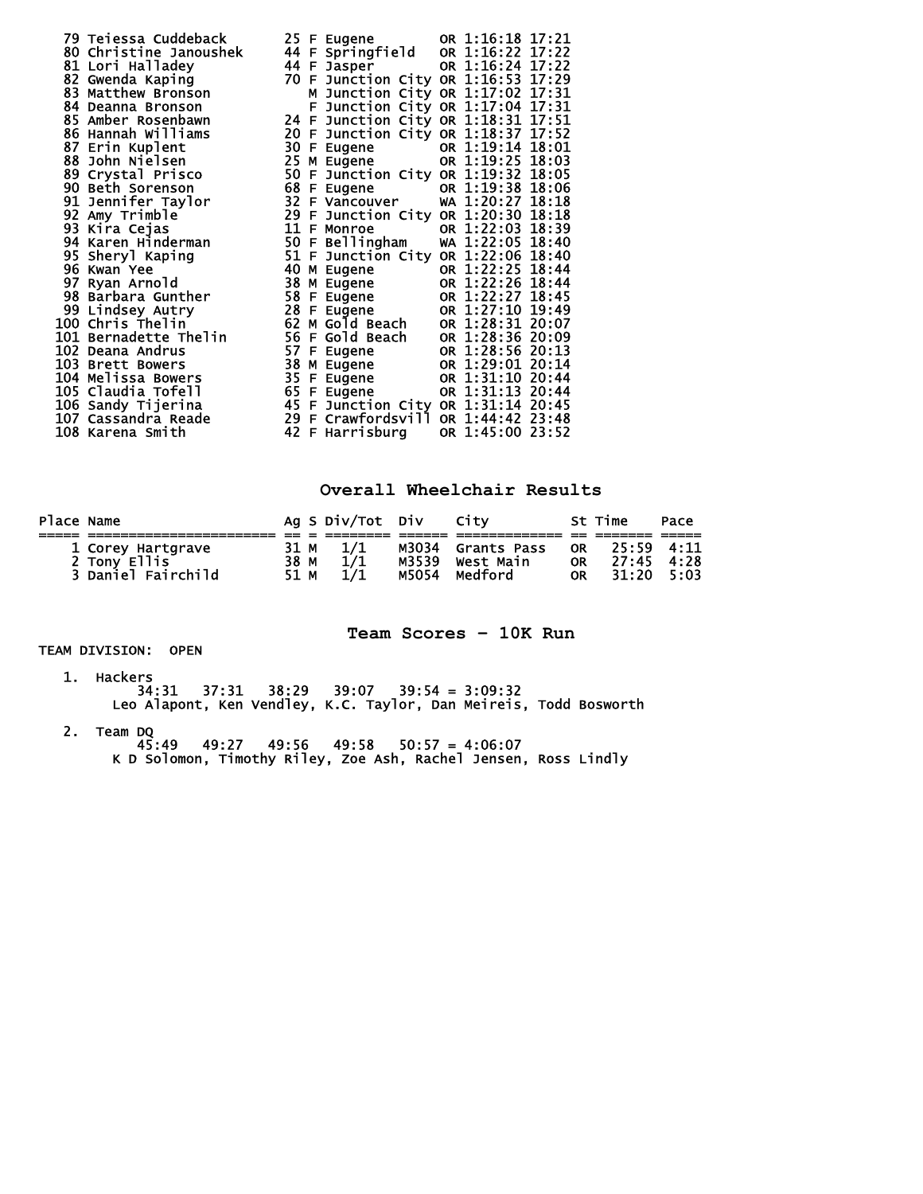| | | | | | | | |
|---|---|---|---|---|---|---|---|
| 79 | Teiessa Cuddeback | 25 | F | Eugene | OR | 1:16:18 | 17:21 |
| 80 | Christine Janoushek | 44 | F | Springfield | OR | 1:16:22 | 17:22 |
| 81 | Lori Halladey | 44 | F | Jasper | OR | 1:16:24 | 17:22 |
| 82 | Gwenda Kaping | 70 | F | Junction City | OR | 1:16:53 | 17:29 |
| 83 | Matthew Bronson | | M | Junction City | OR | 1:17:02 | 17:31 |
| 84 | Deanna Bronson | | F | Junction City | OR | 1:17:04 | 17:31 |
| 85 | Amber Rosenbawn | 24 | F | Junction City | OR | 1:18:31 | 17:51 |
| 86 | Hannah Williams | 20 | F | Junction City | OR | 1:18:37 | 17:52 |
| 87 | Erin Kuplent | 30 | F | Eugene | OR | 1:19:14 | 18:01 |
| 88 | John Nielsen | 25 | M | Eugene | OR | 1:19:25 | 18:03 |
| 89 | Crystal Prisco | 50 | F | Junction City | OR | 1:19:32 | 18:05 |
| 90 | Beth Sorenson | 68 | F | Eugene | OR | 1:19:38 | 18:06 |
| 91 | Jennifer Taylor | 32 | F | Vancouver | WA | 1:20:27 | 18:18 |
| 92 | Amy Trimble | 29 | F | Junction City | OR | 1:20:30 | 18:18 |
| 93 | Kira Cejas | 11 | F | Monroe | OR | 1:22:03 | 18:39 |
| 94 | Karen Hinderman | 50 | F | Bellingham | WA | 1:22:05 | 18:40 |
| 95 | Sheryl Kaping | 51 | F | Junction City | OR | 1:22:06 | 18:40 |
| 96 | Kwan Yee | 40 | M | Eugene | OR | 1:22:25 | 18:44 |
| 97 | Ryan Arnold | 38 | M | Eugene | OR | 1:22:26 | 18:44 |
| 98 | Barbara Gunther | 58 | F | Eugene | OR | 1:22:27 | 18:45 |
| 99 | Lindsey Autry | 28 | F | Eugene | OR | 1:27:10 | 19:49 |
| 100 | Chris Thelin | 62 | M | Gold Beach | OR | 1:28:31 | 20:07 |
| 101 | Bernadette Thelin | 56 | F | Gold Beach | OR | 1:28:36 | 20:09 |
| 102 | Deana Andrus | 57 | F | Eugene | OR | 1:28:56 | 20:13 |
| 103 | Brett Bowers | 38 | M | Eugene | OR | 1:29:01 | 20:14 |
| 104 | Melissa Bowers | 35 | F | Eugene | OR | 1:31:10 | 20:44 |
| 105 | Claudia Tofell | 65 | F | Eugene | OR | 1:31:13 | 20:44 |
| 106 | Sandy Tijerina | 45 | F | Junction City | OR | 1:31:14 | 20:45 |
| 107 | Cassandra Reade | 29 | F | Crawfordsvill | OR | 1:44:42 | 23:48 |
| 108 | Karena Smith | 42 | F | Harrisburg | OR | 1:45:00 | 23:52 |

## Overall Wheelchair Results

| Place | Name | Ag | S | Div/Tot | Div | City | St | Time | Pace |
|---|---|---|---|---|---|---|---|---|---|
| 1 | Corey Hartgrave | 31 | M | 1/1 | M3034 | Grants Pass | OR | 25:59 | 4:11 |
| 2 | Tony Ellis | 38 | M | 1/1 | M3539 | West Main | OR | 27:45 | 4:28 |
| 3 | Daniel Fairchild | 51 | M | 1/1 | M5054 | Medford | OR | 31:20 | 5:03 |

## Team Scores - 10K Run

TEAM DIVISION: OPEN

1. Hackers
   34:31 37:31 38:29 39:07 39:54 = 3:09:32
   Leo Alapont, Ken Vendley, K.C. Taylor, Dan Meireis, Todd Bosworth

2. Team DQ
   45:49 49:27 49:56 49:58 50:57 = 4:06:07
   K D Solomon, Timothy Riley, Zoe Ash, Rachel Jensen, Ross Lindly